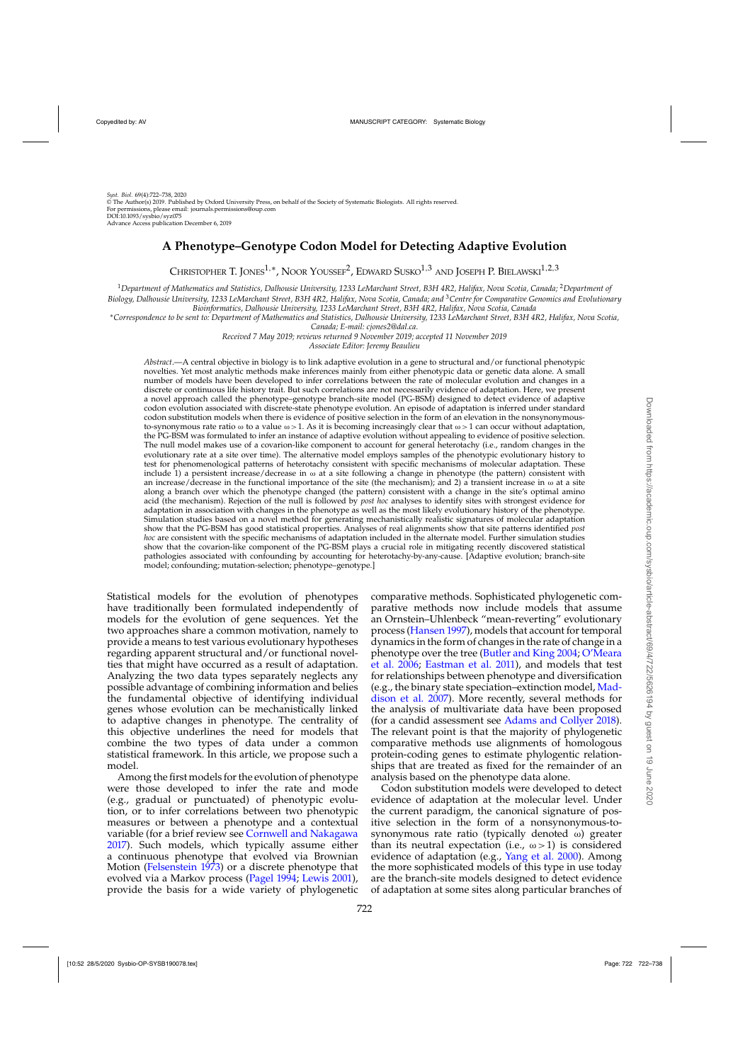# A Phenotype–Genotype Codon Model for Detecting Adaptive Evolution

Christopher T. Jones[1,*], Noor Youssef[2], Edward Susko[1,3] and Joseph P. Bielawski[1,2,3]

[1]*Department of Mathematics and Statistics, Dalhousie University, 1233 LeMarchant Street, B3H 4R2, Halifax, Nova Scotia, Canada;* [2]*Department of Biology, Dalhousie University, 1233 LeMarchant Street, B3H 4R2, Halifax, Nova Scotia, Canada; and* [3]*Centre for Comparative Genomics and Evolutionary Bioinformatics, Dalhousie University, 1233 LeMarchant Street, B3H 4R2, Halifax, Nova Scotia, Canada*

*Correspondence to be sent to: Department of Mathematics and Statistics, Dalhousie University, 1233 LeMarchant Street, B3H 4R2, Halifax, Nova Scotia, Canada; E-mail: cjones2@dal.ca.*

*Received 7 May 2019; reviews returned 9 November 2019; accepted 11 November 2019*

*Associate Editor: Jeremy Beaulieu*

*Abstract*.—A central objective in biology is to link adaptive evolution in a gene to structural and/or functional phenotypic novelties. Yet most analytic methods make inferences mainly from either phenotypic data or genetic data alone. A small number of models have been developed to infer correlations between the rate of molecular evolution and changes in a discrete or continuous life history trait. But such correlations are not necessarily evidence of adaptation. Here, we present a novel approach called the phenotype–genotype branch-site model (PG-BSM) designed to detect evidence of adaptive codon evolution associated with discrete-state phenotype evolution. An episode of adaptation is inferred under standard codon substitution models when there is evidence of positive selection in the form of an elevation in the nonsynonymous-to-synonymous rate ratio $\omega$ to a value $\omega > 1$. As it is becoming increasingly clear that $\omega > 1$ can occur without adaptation, the PG-BSM was formulated to infer an instance of adaptive evolution without appealing to evidence of positive selection. The null model makes use of a covarion-like component to account for general heterotachy (i.e., random changes in the evolutionary rate at a site over time). The alternative model employs samples of the phenotypic evolutionary history to test for phenomenological patterns of heterotachy consistent with specific mechanisms of molecular adaptation. These include 1) a persistent increase/decrease in $\omega$ at a site following a change in phenotype (the pattern) consistent with an increase/decrease in the functional importance of the site (the mechanism); and 2) a transient increase in $\omega$ at a site along a branch over which the phenotype changed (the pattern) consistent with a change in the site's optimal amino acid (the mechanism). Rejection of the null is followed by *post hoc* analyses to identify sites with strongest evidence for adaptation in association with changes in the phenotype as well as the most likely evolutionary history of the phenotype. Simulation studies based on a novel method for generating mechanistically realistic signatures of molecular adaptation show that the PG-BSM has good statistical properties. Analyses of real alignments show that site patterns identified *post hoc* are consistent with the specific mechanisms of adaptation included in the alternate model. Further simulation studies show that the covarion-like component of the PG-BSM plays a crucial role in mitigating recently discovered statistical pathologies associated with confounding by accounting for heterotachy-by-any-cause. [Adaptive evolution; branch-site model; confounding; mutation-selection; phenotype–genotype.]

Statistical models for the evolution of phenotypes have traditionally been formulated independently of models for the evolution of gene sequences. Yet the two approaches share a common motivation, namely to provide a means to test various evolutionary hypotheses regarding apparent structural and/or functional novelties that might have occurred as a result of adaptation. Analyzing the two data types separately neglects any possible advantage of combining information and belies the fundamental objective of identifying individual genes whose evolution can be mechanistically linked to adaptive changes in phenotype. The centrality of this objective underlines the need for models that combine the two types of data under a common statistical framework. In this article, we propose such a model.

Among the first models for the evolution of phenotype were those developed to infer the rate and mode (e.g., gradual or punctuated) of phenotypic evolution, or to infer correlations between two phenotypic measures or between a phenotype and a contextual variable (for a brief review see Cornwell and Nakagawa 2017). Such models, which typically assume either a continuous phenotype that evolved via a Brownian Motion (Felsenstein 1973) or a discrete phenotype that evolved via a Markov process (Pagel 1994; Lewis 2001), provide the basis for a wide variety of phylogenetic comparative methods. Sophisticated phylogenetic comparative methods now include models that assume an Ornstein–Uhlenbeck "mean-reverting" evolutionary process (Hansen 1997), models that account for temporal dynamics in the form of changes in the rate of change in a phenotype over the tree (Butler and King 2004; O'Meara et al. 2006; Eastman et al. 2011), and models that test for relationships between phenotype and diversification (e.g., the binary state speciation–extinction model, Maddison et al. 2007). More recently, several methods for the analysis of multivariate data have been proposed (for a candid assessment see Adams and Collyer 2018). The relevant point is that the majority of phylogenetic comparative methods use alignments of homologous protein-coding genes to estimate phylogenetic relationships that are treated as fixed for the remainder of an analysis based on the phenotype data alone.

Codon substitution models were developed to detect evidence of adaptation at the molecular level. Under the current paradigm, the canonical signature of positive selection in the form of a nonsynonymous-to-synonymous rate ratio (typically denoted $\omega$) greater than its neutral expectation (i.e., $\omega > 1$) is considered evidence of adaptation (e.g., Yang et al. 2000). Among the more sophisticated models of this type in use today are the branch-site models designed to detect evidence of adaptation at some sites along particular branches of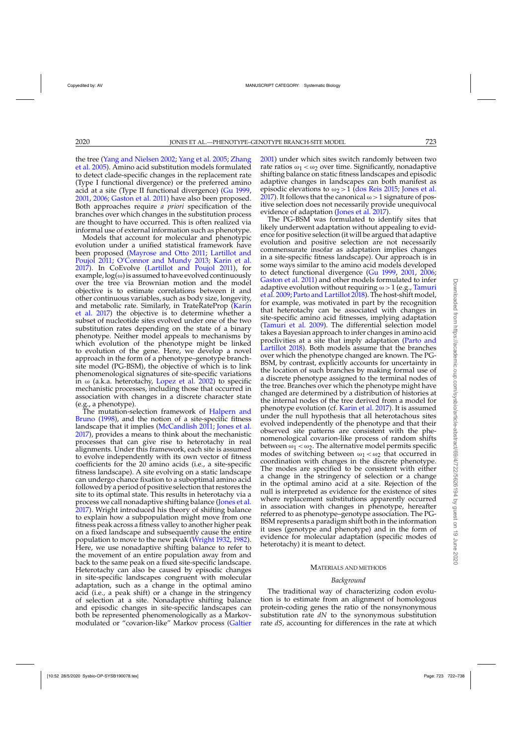the tree (Yang and Nielsen 2002; Yang et al. 2005; Zhang et al. 2005). Amino acid substitution models formulated to detect clade-specific changes in the replacement rate (Type I functional divergence) or the preferred amino acid at a site (Type II functional divergence) (Gu 1999, 2001, 2006; Gaston et al. 2011) have also been proposed. Both approaches require *a priori* specification of the branches over which changes in the substitution process are thought to have occurred. This is often realized via informal use of external information such as phenotype.

Models that account for molecular and phenotypic evolution under a unified statistical framework have been proposed (Mayrose and Otto 2011; Lartillot and Poujol 2011; O'Connor and Mundy 2013; Karin et al. 2017). In CoEvolve (Lartillot and Poujol 2011), for example, $\log(\omega)$ is assumed to have evolved continuously over the tree via Brownian motion and the model objective is to estimate correlations between it and other continuous variables, such as body size, longevity, and metabolic rate. Similarly, in TrateRateProp (Karin et al. 2017) the objective is to determine whether a subset of nucleotide sites evolved under one of the two substitution rates depending on the state of a binary phenotype. Neither model appeals to mechanisms by which evolution of the phenotype might be linked to evolution of the gene. Here, we develop a novel approach in the form of a phenotype–genotype branch-site model (PG-BSM), the objective of which is to link phenomenological signatures of site-specific variations in $\omega$ (a.k.a. heterotachy, Lopez et al. 2002) to specific mechanistic processes, including those that occurred in association with changes in a discrete character state (e.g., a phenotype).

The mutation-selection framework of Halpern and Bruno (1998), and the notion of a site-specific fitness landscape that it implies (McCandlish 2011; Jones et al. 2017), provides a means to think about the mechanistic processes that can give rise to heterotachy in real alignments. Under this framework, each site is assumed to evolve independently with its own vector of fitness coefficients for the 20 amino acids (i.e., a site-specific fitness landscape). A site evolving on a static landscape can undergo chance fixation to a suboptimal amino acid followed by a period of positive selection that restores the site to its optimal state. This results in heterotachy via a process we call nonadaptive shifting balance (Jones et al. 2017). Wright introduced his theory of shifting balance to explain how a subpopulation might move from one fitness peak across a fitness valley to another higher peak on a fixed landscape and subsequently cause the entire population to move to the new peak (Wright 1932, 1982). Here, we use nonadaptive shifting balance to refer to the movement of an entire population away from and back to the same peak on a fixed site-specific landscape. Heterotachy can also be caused by episodic changes in site-specific landscapes congruent with molecular adaptation, such as a change in the optimal amino acid (i.e., a peak shift) or a change in the stringency of selection at a site. Nonadaptive shifting balance and episodic changes in site-specific landscapes can both be represented phenomenologically as a Markov-modulated or "covarion-like" Markov process (Galtier 2001) under which sites switch randomly between two rate ratios $\omega_1 < \omega_2$ over time. Significantly, nonadaptive shifting balance on static fitness landscapes and episodic adaptive changes in landscapes can both manifest as episodic elevations to $\omega_2 > 1$ (dos Reis 2015; Jones et al. 2017). It follows that the canonical $\omega > 1$ signature of positive selection does not necessarily provide unequivocal evidence of adaptation (Jones et al. 2017).

The PG-BSM was formulated to identify sites that likely underwent adaptation without appealing to evidence for positive selection (it will be argued that adaptive evolution and positive selection are not necessarily commensurate insofar as adaptation implies changes in a site-specific fitness landscape). Our approach is in some ways similar to the amino acid models developed to detect functional divergence (Gu 1999, 2001, 2006; Gaston et al. 2011) and other models formulated to infer adaptive evolution without requiring $\omega > 1$ (e.g., Tamuri et al. 2009; Parto and Lartillot 2018). The host-shift model, for example, was motivated in part by the recognition that heterotachy can be associated with changes in site-specific amino acid fitnesses, implying adaptation (Tamuri et al. 2009). The differential selection model takes a Bayesian approach to infer changes in amino acid proclivities at a site that imply adaptation (Parto and Lartillot 2018). Both models assume that the branches over which the phenotype changed are known. The PG-BSM, by contrast, explicitly accounts for uncertainty in the location of such branches by making formal use of a discrete phenotype assigned to the terminal nodes of the tree. Branches over which the phenotype might have changed are determined by a distribution of histories at the internal nodes of the tree derived from a model for phenotype evolution (cf. Karin et al. 2017). It is assumed under the null hypothesis that all heterotachous sites evolved independently of the phenotype and that their observed site patterns are consistent with the phenomenological covarion-like process of random shifts between $\omega_1 < \omega_2$. The alternative model permits specific modes of switching between $\omega_1 < \omega_2$ that occurred in coordination with changes in the discrete phenotype. The modes are specified to be consistent with either a change in the stringency of selection or a change in the optimal amino acid at a site. Rejection of the null is interpreted as evidence for the existence of sites where replacement substitutions apparently occurred in association with changes in phenotype, hereafter referred to as phenotype–genotype association. The PG-BSM represents a paradigm shift both in the information it uses (genotype and phenotype) and in the form of evidence for molecular adaptation (specific modes of heterotachy) it is meant to detect.

## Materials and Methods

### *Background*

The traditional way of characterizing codon evolution is to estimate from an alignment of homologous protein-coding genes the ratio of the nonsynonymous substitution rate $dN$ to the synonymous substitution rate $dS$, accounting for differences in the rate at which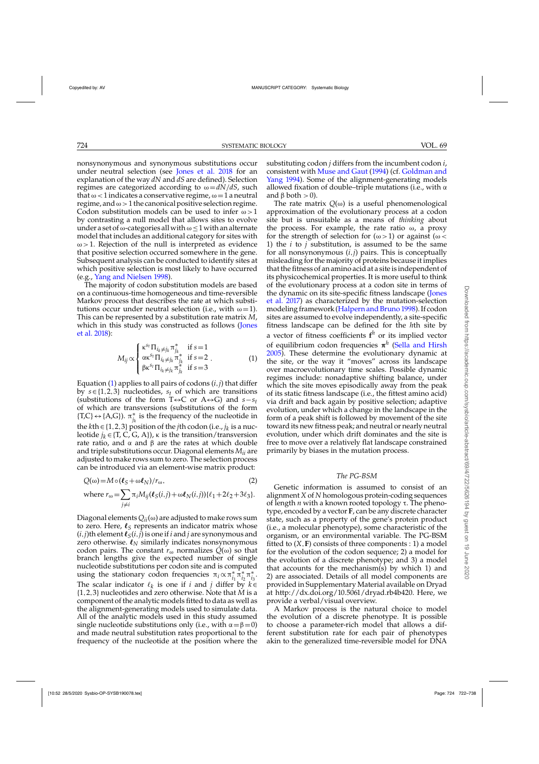nonsynonymous and synonymous substitutions occur under neutral selection (see Jones et al. 2018 for an explanation of the way $dN$ and $dS$ are defined). Selection regimes are categorized according to $\omega = dN/dS$, such that $\omega < 1$ indicates a conservative regime, $\omega = 1$ a neutral regime, and $\omega > 1$ the canonical positive selection regime. Codon substitution models can be used to infer $\omega > 1$ by contrasting a null model that allows sites to evolve under a set of $\omega$-categories all with $\omega \leq 1$ with an alternate model that includes an additional category for sites with $\omega > 1$. Rejection of the null is interpreted as evidence that positive selection occurred somewhere in the gene. Subsequent analysis can be conducted to identify sites at which positive selection is most likely to have occurred (e.g., Yang and Nielsen 1998).

The majority of codon substitution models are based on a continuous-time homogeneous and time-reversible Markov process that describes the rate at which substitutions occur under neutral selection (i.e., with $\omega = 1$). This can be represented by a substitution rate matrix $M$, which in this study was constructed as follows (Jones et al. 2018):

$$M_{ij} \propto \begin{cases} \kappa^{s_t} \Pi_{i_k \neq j_k} \pi^*_{j_k} & \text{if } s = 1 \\ \alpha \kappa^{s_t} \Pi_{i_k \neq j_k} \pi^*_{j_k} & \text{if } s = 2 \\ \beta \kappa^{s_t} \Pi_{i_k \neq j_k} \pi^*_{j_k} & \text{if } s = 3 \end{cases}. \quad (1)$$

Equation (1) applies to all pairs of codons $(i,j)$ that differ by $s \in \{1,2,3\}$ nucleotides, $s_t$ of which are transitions (substitutions of the form T$\leftrightarrow$C or A$\leftrightarrow$G) and $s - s_t$ of which are transversions (substitutions of the form $\{\text{T,C}\} \leftrightarrow \{\text{A,G}\}$). $\pi^*_{j_k}$ is the frequency of the nucleotide in the $k$th $\in \{1,2,3\}$ position of the $j$th codon (i.e., $j_k$ is a nucleotide $j_k \in \{\text{T, C, G, A}\}$), $\kappa$ is the transition/transversion rate ratio, and $\alpha$ and $\beta$ are the rates at which double and triple substitutions occur. Diagonal elements $M_{ii}$ are adjusted to make rows sum to zero. The selection process can be introduced via an element-wise matrix product:

$$Q(\omega) = M \circ (\boldsymbol{\ell}_S + \omega \boldsymbol{\ell}_N)/r_\omega, \quad (2)$$

$$\text{where } r_\omega = \sum_{j \neq i} \pi_i M_{ij} (\boldsymbol{\ell}_S(i,j) + \omega \boldsymbol{\ell}_N(i,j)) \{\ell_1 + 2\ell_2 + 3\ell_3\}.$$

Diagonal elements $Q_{ii}(\omega)$ are adjusted to make rows sum to zero. Here, $\boldsymbol{\ell}_S$ represents an indicator matrix whose $(i,j)$th element $\boldsymbol{\ell}_S(i,j)$ is one if $i$ and $j$ are synonymous and zero otherwise. $\boldsymbol{\ell}_N$ similarly indicates nonsynonymous codon pairs. The constant $r_\omega$ normalizes $Q(\omega)$ so that branch lengths give the expected number of single nucleotide substitutions per codon site and is computed using the stationary codon frequencies $\pi_i \propto \pi^*_{i_1} \pi^*_{i_2} \pi^*_{i_3}$. The scalar indicator $\ell_k$ is one if $i$ and $j$ differ by $k \in \{1,2,3\}$ nucleotides and zero otherwise. Note that $M$ is a component of the analytic models fitted to data as well as the alignment-generating models used to simulate data. All of the analytic models used in this study assumed single nucleotide substitutions only (i.e., with $\alpha = \beta = 0$) and made neutral substitution rates proportional to the frequency of the nucleotide at the position where the substituting codon $j$ differs from the incumbent codon $i$, consistent with Muse and Gaut (1994) (cf. Goldman and Yang 1994). Some of the alignment-generating models allowed fixation of double–triple mutations (i.e., with $\alpha$ and $\beta$ both $> 0$).

The rate matrix $Q(\omega)$ is a useful phenomenological approximation of the evolutionary process at a codon site but is unsuitable as a means of *thinking* about the process. For example, the rate ratio $\omega$, a proxy for the strength of selection for $(\omega > 1)$ or against $(\omega < 1)$ the $i$ to $j$ substitution, is assumed to be the same for all nonsynonymous $(i,j)$ pairs. This is conceptually misleading for the majority of proteins because it implies that the fitness of an amino acid at a site is independent of its physicochemical properties. It is more useful to think of the evolutionary process at a codon site in terms of the dynamic on its site-specific fitness landscape (Jones et al. 2017) as characterized by the mutation-selection modeling framework (Halpern and Bruno 1998). If codon sites are assumed to evolve independently, a site-specific fitness landscape can be defined for the $h$th site by a vector of fitness coefficients $\mathbf{f}^h$ or its implied vector of equilibrium codon frequencies $\boldsymbol{\pi}^h$ (Sella and Hirsh 2005). These determine the evolutionary dynamic at the site, or the way it "moves" across its landscape over macroevolutionary time scales. Possible dynamic regimes include: nonadaptive shifting balance, under which the site moves episodically away from the peak of its static fitness landscape (i.e., the fittest amino acid) via drift and back again by positive selection; adaptive evolution, under which a change in the landscape in the form of a peak shift is followed by movement of the site toward its new fitness peak; and neutral or nearly neutral evolution, under which drift dominates and the site is free to move over a relatively flat landscape constrained primarily by biases in the mutation process.

### *The PG-BSM*

Genetic information is assumed to consist of an alignment $X$ of $N$ homologous protein-coding sequences of length $n$ with a known rooted topology $\tau$. The phenotype, encoded by a vector $\mathbf{F}$, can be any discrete character state, such as a property of the gene's protein product (i.e., a molecular phenotype), some characteristic of the organism, or an environmental variable. The PG-BSM fitted to $(X, \mathbf{F})$ consists of three components : 1) a model for the evolution of the codon sequence; 2) a model for the evolution of a discrete phenotype; and 3) a model that accounts for the mechanism(s) by which 1) and 2) are associated. Details of all model components are provided in Supplementary Material available on Dryad at http://dx.doi.org/10.5061/dryad.rb4b420. Here, we provide a verbal/visual overview.

A Markov process is the natural choice to model the evolution of a discrete phenotype. It is possible to choose a parameter-rich model that allows a different substitution rate for each pair of phenotypes akin to the generalized time-reversible model for DNA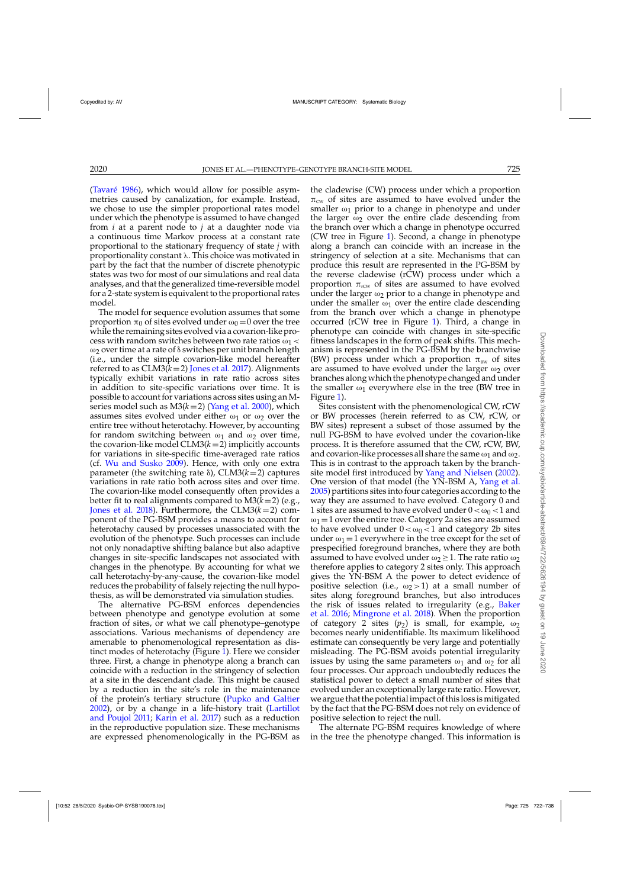(Tavaré 1986), which would allow for possible asymmetries caused by canalization, for example. Instead, we chose to use the simpler proportional rates model under which the phenotype is assumed to have changed from $i$ at a parent node to $j$ at a daughter node via a continuous time Markov process at a constant rate proportional to the stationary frequency of state $j$ with proportionality constant $\lambda$. This choice was motivated in part by the fact that the number of discrete phenotypic states was two for most of our simulations and real data analyses, and that the generalized time-reversible model for a 2-state system is equivalent to the proportional rates model.

The model for sequence evolution assumes that some proportion $\pi_0$ of sites evolved under $\omega_0 = 0$ over the tree while the remaining sites evolved via a covarion-like process with random switches between two rate ratios $\omega_1 < \omega_2$ over time at a rate of $\delta$ switches per unit branch length (i.e., under the simple covarion-like model hereafter referred to as CLM3($k=2$) Jones et al. 2017). Alignments typically exhibit variations in rate ratio across sites in addition to site-specific variations over time. It is possible to account for variations across sites using an M-series model such as M3($k=2$) (Yang et al. 2000), which assumes sites evolved under either $\omega_1$ or $\omega_2$ over the entire tree without heterotachy. However, by accounting for random switching between $\omega_1$ and $\omega_2$ over time, the covarion-like model CLM3($k=2$) implicitly accounts for variations in site-specific time-averaged rate ratios (cf. Wu and Susko 2009). Hence, with only one extra parameter (the switching rate $\delta$), CLM3($k=2$) captures variations in rate ratio both across sites and over time. The covarion-like model consequently often provides a better fit to real alignments compared to M3($k=2$) (e.g., Jones et al. 2018). Furthermore, the CLM3($k=2$) component of the PG-BSM provides a means to account for heterotachy caused by processes unassociated with the evolution of the phenotype. Such processes can include not only nonadaptive shifting balance but also adaptive changes in site-specific landscapes not associated with changes in the phenotype. By accounting for what we call heterotachy-by-any-cause, the covarion-like model reduces the probability of falsely rejecting the null hypothesis, as will be demonstrated via simulation studies.

The alternative PG-BSM enforces dependencies between phenotype and genotype evolution at some fraction of sites, or what we call phenotype–genotype associations. Various mechanisms of dependency are amenable to phenomenological representation as distinct modes of heterotachy (Figure 1). Here we consider three. First, a change in phenotype along a branch can coincide with a reduction in the stringency of selection at a site in the descendant clade. This might be caused by a reduction in the site's role in the maintenance of the protein's tertiary structure (Pupko and Galtier 2002), or by a change in a life-history trait (Lartillot and Poujol 2011; Karin et al. 2017) such as a reduction in the reproductive population size. These mechanisms are expressed phenomenologically in the PG-BSM as the cladewise (CW) process under which a proportion $\pi_{\text{CW}}$ of sites are assumed to have evolved under the smaller $\omega_1$ prior to a change in phenotype and under the larger $\omega_2$ over the entire clade descending from the branch over which a change in phenotype occurred (CW tree in Figure 1). Second, a change in phenotype along a branch can coincide with an increase in the stringency of selection at a site. Mechanisms that can produce this result are represented in the PG-BSM by the reverse cladewise (rCW) process under which a proportion $\pi_{\text{rCW}}$ of sites are assumed to have evolved under the larger $\omega_2$ prior to a change in phenotype and under the smaller $\omega_1$ over the entire clade descending from the branch over which a change in phenotype occurred (rCW tree in Figure 1). Third, a change in phenotype can coincide with changes in site-specific fitness landscapes in the form of peak shifts. This mechanism is represented in the PG-BSM by the branchwise (BW) process under which a proportion $\pi_{\text{BW}}$ of sites are assumed to have evolved under the larger $\omega_2$ over branches along which the phenotype changed and under the smaller $\omega_1$ everywhere else in the tree (BW tree in Figure 1).

Sites consistent with the phenomenological CW, rCW or BW processes (herein referred to as CW, rCW, or BW sites) represent a subset of those assumed by the null PG-BSM to have evolved under the covarion-like process. It is therefore assumed that the CW, rCW, BW, and covarion-like processes all share the same $\omega_1$ and $\omega_2$. This is in contrast to the approach taken by the branch-site model first introduced by Yang and Nielsen (2002). One version of that model (the YN-BSM A, Yang et al. 2005) partitions sites into four categories according to the way they are assumed to have evolved. Category 0 and 1 sites are assumed to have evolved under $0 < \omega_0 < 1$ and $\omega_1 = 1$ over the entire tree. Category 2a sites are assumed to have evolved under $0 < \omega_0 < 1$ and category 2b sites under $\omega_1 = 1$ everywhere in the tree except for the set of prespecified foreground branches, where they are both assumed to have evolved under $\omega_2 \geq 1$. The rate ratio $\omega_2$ therefore applies to category 2 sites only. This approach gives the YN-BSM A the power to detect evidence of positive selection (i.e., $\omega_2 > 1$) at a small number of sites along foreground branches, but also introduces the risk of issues related to irregularity (e.g., Baker et al. 2016; Mingrone et al. 2018). When the proportion of category 2 sites ($p_2$) is small, for example, $\omega_2$ becomes nearly unidentifiable. Its maximum likelihood estimate can consequently be very large and potentially misleading. The PG-BSM avoids potential irregularity issues by using the same parameters $\omega_1$ and $\omega_2$ for all four processes. Our approach undoubtedly reduces the statistical power to detect a small number of sites that evolved under an exceptionally large rate ratio. However, we argue that the potential impact of this loss is mitigated by the fact that the PG-BSM does not rely on evidence of positive selection to reject the null.

The alternate PG-BSM requires knowledge of where in the tree the phenotype changed. This information is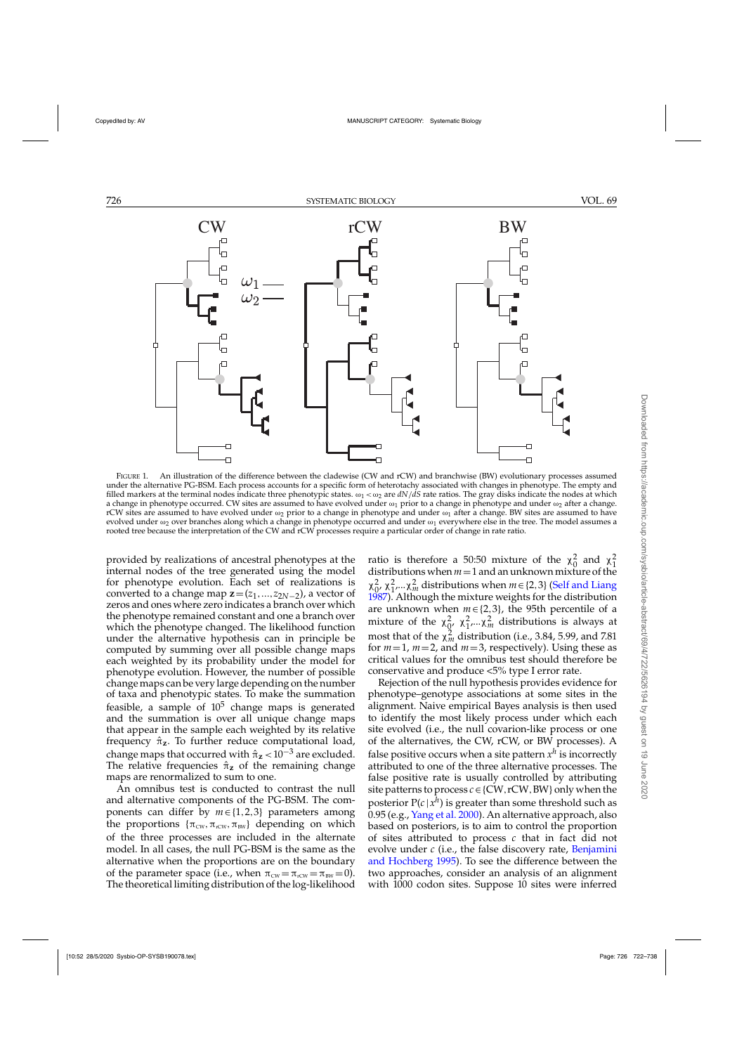FIGURE 1. An illustration of the difference between the cladewise (CW and rCW) and branchwise (BW) evolutionary processes assumed under the alternative PG-BSM. Each process accounts for a specific form of heterotachy associated with changes in phenotype. The empty and filled markers at the terminal nodes indicate three phenotypic states. $\omega_1 < \omega_2$ are $dN/dS$ rate ratios. The gray disks indicate the nodes at which a change in phenotype occurred. CW sites are assumed to have evolved under $\omega_1$ prior to a change in phenotype and under $\omega_2$ after a change. rCW sites are assumed to have evolved under $\omega_2$ prior to a change in phenotype and under $\omega_1$ after a change. BW sites are assumed to have evolved under $\omega_2$ over branches along which a change in phenotype occurred and under $\omega_1$ everywhere else in the tree. The model assumes a rooted tree because the interpretation of the CW and rCW processes require a particular order of change in rate ratio.

provided by realizations of ancestral phenotypes at the internal nodes of the tree generated using the model for phenotype evolution. Each set of realizations is converted to a change map $\mathbf{z}=(z_1,...,z_{2N-2})$, a vector of zeros and ones where zero indicates a branch over which the phenotype remained constant and one a branch over which the phenotype changed. The likelihood function under the alternative hypothesis can in principle be computed by summing over all possible change maps each weighted by its probability under the model for phenotype evolution. However, the number of possible change maps can be very large depending on the number of taxa and phenotypic states. To make the summation feasible, a sample of $10^5$ change maps is generated and the summation is over all unique change maps that appear in the sample each weighted by its relative frequency $\hat{\pi}_{\mathbf{z}}$. To further reduce computational load, change maps that occurred with $\hat{\pi}_{\mathbf{z}} < 10^{-3}$ are excluded. The relative frequencies $\hat{\pi}_{\mathbf{z}}$ of the remaining change maps are renormalized to sum to one.

An omnibus test is conducted to contrast the null and alternative components of the PG-BSM. The components can differ by $m \in \{1,2,3\}$ parameters among the proportions $\{\pi_{\text{CW}}, \pi_{\text{rCW}}, \pi_{\text{BW}}\}$ depending on which of the three processes are included in the alternate model. In all cases, the null PG-BSM is the same as the alternative when the proportions are on the boundary of the parameter space (i.e., when $\pi_{\text{CW}}=\pi_{\text{rCW}}=\pi_{\text{BW}}=0$). The theoretical limiting distribution of the log-likelihood ratio is therefore a 50:50 mixture of the $\chi^2_0$ and $\chi^2_1$ distributions when $m=1$ and an unknown mixture of the $\chi^2_0, \chi^2_1, ... \chi^2_m$ distributions when $m \in \{2,3\}$ (Self and Liang 1987). Although the mixture weights for the distribution are unknown when $m \in \{2,3\}$, the 95th percentile of a mixture of the $\chi^2_0, \chi^2_1, ... \chi^2_m$ distributions is always at most that of the $\chi^2_m$ distribution (i.e., 3.84, 5.99, and 7.81 for $m=1$, $m=2$, and $m=3$, respectively). Using these as critical values for the omnibus test should therefore be conservative and produce <5% type I error rate.

Rejection of the null hypothesis provides evidence for phenotype–genotype associations at some sites in the alignment. Naive empirical Bayes analysis is then used to identify the most likely process under which each site evolved (i.e., the null covarion-like process or one of the alternatives, the CW, rCW, or BW processes). A false positive occurs when a site pattern $x^h$ is incorrectly attributed to one of the three alternative processes. The false positive rate is usually controlled by attributing site patterns to process $c \in \{\text{CW}, \text{rCW}, \text{BW}\}$ only when the posterior $P(c\,|\,x^h)$ is greater than some threshold such as 0.95 (e.g., Yang et al. 2000). An alternative approach, also based on posteriors, is to aim to control the proportion of sites attributed to process $c$ that in fact did not evolve under $c$ (i.e., the false discovery rate, Benjamini and Hochberg 1995). To see the difference between the two approaches, consider an analysis of an alignment with 1000 codon sites. Suppose 10 sites were inferred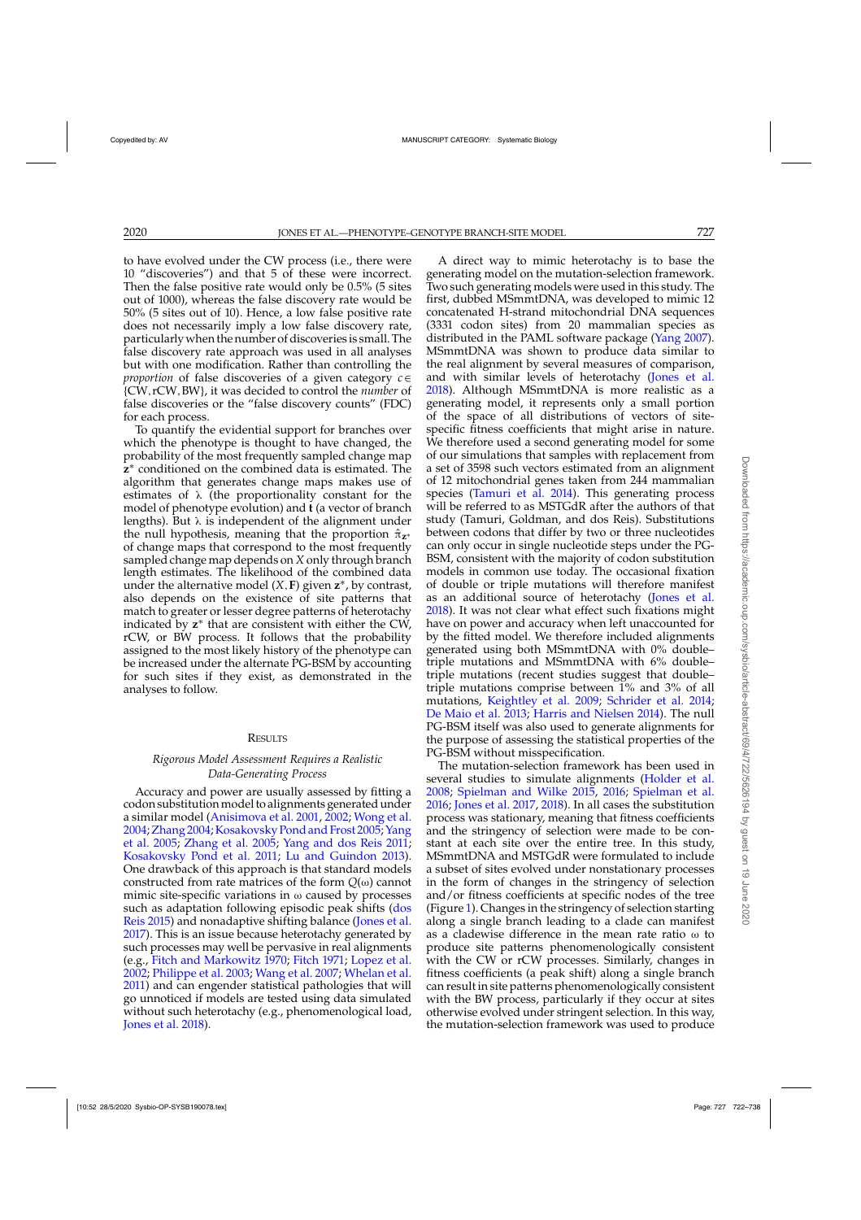to have evolved under the CW process (i.e., there were 10 "discoveries") and that 5 of these were incorrect. Then the false positive rate would only be 0.5% (5 sites out of 1000), whereas the false discovery rate would be 50% (5 sites out of 10). Hence, a low false positive rate does not necessarily imply a low false discovery rate, particularly when the number of discoveries is small. The false discovery rate approach was used in all analyses but with one modification. Rather than controlling the *proportion* of false discoveries of a given category $c \in \{\text{CW}, \text{rCW}, \text{BW}\}$, it was decided to control the *number* of false discoveries or the "false discovery counts" (FDC) for each process.

To quantify the evidential support for branches over which the phenotype is thought to have changed, the probability of the most frequently sampled change map $\mathbf{z}^*$ conditioned on the combined data is estimated. The algorithm that generates change maps makes use of estimates of $\lambda$ (the proportionality constant for the model of phenotype evolution) and $\mathbf{t}$ (a vector of branch lengths). But $\lambda$ is independent of the alignment under the null hypothesis, meaning that the proportion $\hat{\pi}_{\mathbf{z}^*}$ of change maps that correspond to the most frequently sampled change map depends on $X$ only through branch length estimates. The likelihood of the combined data under the alternative model $(X, \mathbf{F})$ given $\mathbf{z}^*$, by contrast, also depends on the existence of site patterns that match to greater or lesser degree patterns of heterotachy indicated by $\mathbf{z}^*$ that are consistent with either the CW, rCW, or BW process. It follows that the probability assigned to the most likely history of the phenotype can be increased under the alternative PG-BSM by accounting for such sites if they exist, as demonstrated in the analyses to follow.

## Results

### *Rigorous Model Assessment Requires a Realistic Data-Generating Process*

Accuracy and power are usually assessed by fitting a codon substitution model to alignments generated under a similar model (Anisimova et al. 2001, 2002; Wong et al. 2004; Zhang 2004; Kosakovsky Pond and Frost 2005; Yang et al. 2005; Zhang et al. 2005; Yang and dos Reis 2011; Kosakovsky Pond et al. 2011; Lu and Guindon 2013). One drawback of this approach is that standard models constructed from rate matrices of the form $Q(\omega)$ cannot mimic site-specific variations in $\omega$ caused by processes such as adaptation following episodic peak shifts (dos Reis 2015) and nonadaptive shifting balance (Jones et al. 2017). This is an issue because heterotachy generated by such processes may well be pervasive in real alignments (e.g., Fitch and Markowitz 1970; Fitch 1971; Lopez et al. 2002; Philippe et al. 2003; Wang et al. 2007; Whelan et al. 2011) and can engender statistical pathologies that will go unnoticed if models are tested using data simulated without such heterotachy (e.g., phenomenological load, Jones et al. 2018).

A direct way to mimic heterotachy is to base the generating model on the mutation-selection framework. Two such generating models were used in this study. The first, dubbed MSmmtDNA, was developed to mimic 12 concatenated H-strand mitochondrial DNA sequences (3331 codon sites) from 20 mammalian species as distributed in the PAML software package (Yang 2007). MSmmtDNA was shown to produce data similar to the real alignment by several measures of comparison, and with similar levels of heterotachy (Jones et al. 2018). Although MSmmtDNA is more realistic as a generating model, it represents only a small portion of the space of all distributions of vectors of site-specific fitness coefficients that might arise in nature. We therefore used a second generating model for some of our simulations that samples with replacement from a set of 3598 such vectors estimated from an alignment of 12 mitochondrial genes taken from 244 mammalian species (Tamuri et al. 2014). This generating process will be referred to as MSTGdR after the authors of that study (Tamuri, Goldman, and dos Reis). Substitutions between codons that differ by two or three nucleotides can only occur in single nucleotide steps under the PG-BSM, consistent with the majority of codon substitution models in common use today. The occasional fixation of double or triple mutations will therefore manifest as an additional source of heterotachy (Jones et al. 2018). It was not clear what effect such fixations might have on power and accuracy when left unaccounted for by the fitted model. We therefore included alignments generated using both MSmmtDNA with 0% double–triple mutations and MSmmtDNA with 6% double–triple mutations (recent studies suggest that double–triple mutations comprise between 1% and 3% of all mutations, Keightley et al. 2009; Schrider et al. 2014; De Maio et al. 2013; Harris and Nielsen 2014). The null PG-BSM itself was also used to generate alignments for the purpose of assessing the statistical properties of the PG-BSM without misspecification.

The mutation-selection framework has been used in several studies to simulate alignments (Holder et al. 2008; Spielman and Wilke 2015, 2016; Spielman et al. 2016; Jones et al. 2017, 2018). In all cases the substitution process was stationary, meaning that fitness coefficients and the stringency of selection were made to be constant at each site over the entire tree. In this study, MSmmtDNA and MSTGdR were formulated to include a subset of sites evolved under nonstationary processes in the form of changes in the stringency of selection and/or fitness coefficients at specific nodes of the tree (Figure 1). Changes in the stringency of selection starting along a single branch leading to a clade can manifest as a cladewise difference in the mean rate ratio $\omega$ to produce site patterns phenomenologically consistent with the CW or rCW processes. Similarly, changes in fitness coefficients (a peak shift) along a single branch can result in site patterns phenomenologically consistent with the BW process, particularly if they occur at sites otherwise evolved under stringent selection. In this way, the mutation-selection framework was used to produce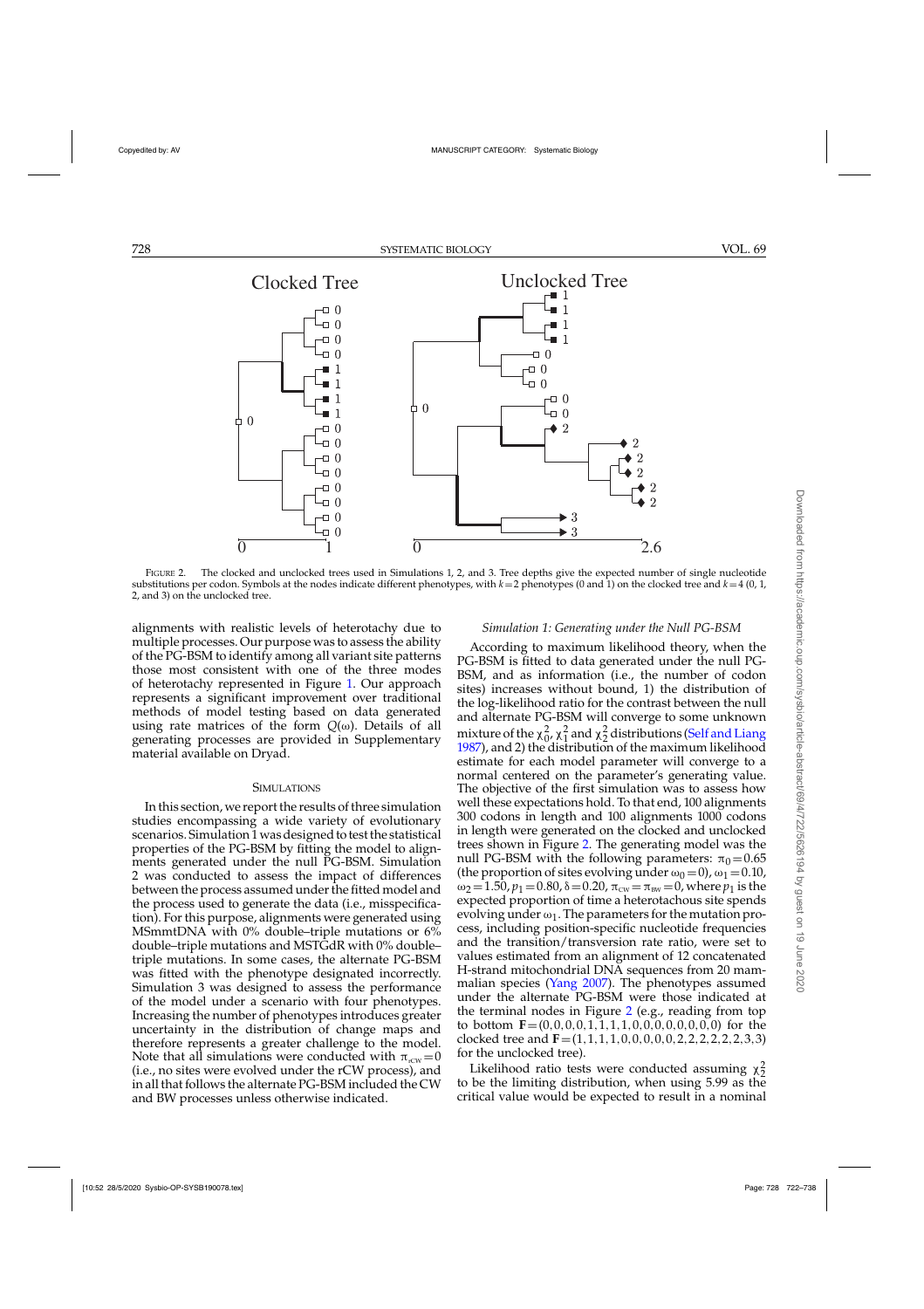FIGURE 2. The clocked and unclocked trees used in Simulations 1, 2, and 3. Tree depths give the expected number of single nucleotide substitutions per codon. Symbols at the nodes indicate different phenotypes, with $k=2$ phenotypes (0 and 1) on the clocked tree and $k=4$ (0, 1, 2, and 3) on the unclocked tree.

alignments with realistic levels of heterotachy due to multiple processes. Our purpose was to assess the ability of the PG-BSM to identify among all variant site patterns those most consistent with one of the three modes of heterotachy represented in Figure 1. Our approach represents a significant improvement over traditional methods of model testing based on data generated using rate matrices of the form $Q(\omega)$. Details of all generating processes are provided in Supplementary material available on Dryad.

## SIMULATIONS

In this section, we report the results of three simulation studies encompassing a wide variety of evolutionary scenarios. Simulation 1 was designed to test the statistical properties of the PG-BSM by fitting the model to alignments generated under the null PG-BSM. Simulation 2 was conducted to assess the impact of differences between the process assumed under the fitted model and the process used to generate the data (i.e., misspecification). For this purpose, alignments were generated using MSmmtDNA with 0% double–triple mutations or 6% double–triple mutations and MSTGdR with 0% double–triple mutations. In some cases, the alternate PG-BSM was fitted with the phenotype designated incorrectly. Simulation 3 was designed to assess the performance of the model under a scenario with four phenotypes. Increasing the number of phenotypes introduces greater uncertainty in the distribution of change maps and therefore represents a greater challenge to the model. Note that all simulations were conducted with $\pi_{rCW}=0$ (i.e., no sites were evolved under the rCW process), and in all that follows the alternate PG-BSM included the CW and BW processes unless otherwise indicated.

### *Simulation 1: Generating under the Null PG-BSM*

According to maximum likelihood theory, when the PG-BSM is fitted to data generated under the null PG-BSM, and as information (i.e., the number of codon sites) increases without bound, 1) the distribution of the log-likelihood ratio for the contrast between the null and alternate PG-BSM will converge to some unknown mixture of the $\chi^2_0$, $\chi^2_1$ and $\chi^2_2$ distributions (Self and Liang 1987), and 2) the distribution of the maximum likelihood estimate for each model parameter will converge to a normal centered on the parameter's generating value. The objective of the first simulation was to assess how well these expectations hold. To that end, 100 alignments 300 codons in length and 100 alignments 1000 codons in length were generated on the clocked and unclocked trees shown in Figure 2. The generating model was the null PG-BSM with the following parameters: $\pi_0=0.65$ (the proportion of sites evolving under $\omega_0=0$), $\omega_1=0.10$, $\omega_2=1.50$, $p_1=0.80$, $\delta=0.20$, $\pi_{CW}=\pi_{BW}=0$, where $p_1$ is the expected proportion of time a heterotachous site spends evolving under $\omega_1$. The parameters for the mutation process, including position-specific nucleotide frequencies and the transition/transversion rate ratio, were set to values estimated from an alignment of 12 concatenated H-strand mitochondrial DNA sequences from 20 mammalian species (Yang 2007). The phenotypes assumed under the alternate PG-BSM were those indicated at the terminal nodes in Figure 2 (e.g., reading from top to bottom $\mathbf{F}=(0,0,0,0,1,1,1,1,0,0,0,0,0,0,0,0)$ for the clocked tree and $\mathbf{F}=(1,1,1,1,0,0,0,0,0,2,2,2,2,2,3,3)$ for the unclocked tree).

Likelihood ratio tests were conducted assuming $\chi^2_2$ to be the limiting distribution, when using 5.99 as the critical value would be expected to result in a nominal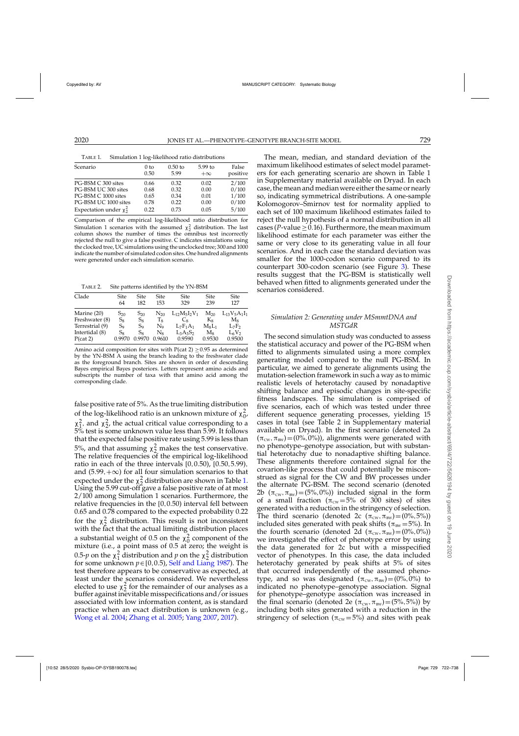TABLE 1. Simulation 1 log-likelihood ratio distributions

| Scenario | 0 to 0.50 | 0.50 to 5.99 | 5.99 to $+\infty$ | False positive |
|---|---|---|---|---|
| PG-BSM C 300 sites | 0.66 | 0.32 | 0.02 | 2/100 |
| PG-BSM UC 300 sites | 0.68 | 0.32 | 0.00 | 0/100 |
| PG-BSM C 1000 sites | 0.65 | 0.34 | 0.01 | 1/100 |
| PG-BSM UC 1000 sites | 0.78 | 0.22 | 0.00 | 0/100 |
| Expectation under $\chi^2_2$ | 0.22 | 0.73 | 0.05 | 5/100 |

Comparison of the empirical log-likelihood ratio distribution for Simulation 1 scenarios with the assumed $\chi^2_2$ distribution. The last column shows the number of times the omnibus test incorrectly rejected the null to give a false positive. C indicates simulations using the clocked tree, UC simulations using the unclocked tree; 300 and 1000 indicate the number of simulated codon sites. One hundred alignments were generated under each simulation scenario.

TABLE 2. Site patterns identified by the YN-BSM

| Clade | Site 64 | Site 182 | Site 153 | Site 329 | Site 239 | Site 127 |
|---|---|---|---|---|---|---|
| Marine (20) | $S_{20}$ | $S_{20}$ | $N_{20}$ | $L_{12}M_5I_2V_1$ | $M_{20}$ | $L_{13}V_5A_1I_1$ |
| Freshwater (8) | $S_8$ | $S_8$ | $T_8$ | $C_8$ | $K_8$ | $M_8$ |
| Terrestrial (9) | $S_9$ | $S_9$ | $N_9$ | $L_7F_1A_1$ | $M_8L_1$ | $L_7F_2$ |
| Intertidal (8) | $S_8$ | $S_8$ | $N_8$ | $L_3A_3S_2$ | $M_8$ | $L_6V_2$ |
| P(cat 2) | 0.9970 | 0.9970 | 0.9610 | 0.9590 | 0.9530 | 0.9500 |

Amino acid composition for sites with P(cat 2) $\geq 0.95$ as determined by the YN-BSM A using the branch leading to the freshwater clade as the foreground branch. Sites are shown in order of descending Bayes empirical Bayes posteriors. Letters represent amino acids and subscripts the number of taxa with that amino acid among the corresponding clade.

false positive rate of 5%. As the true limiting distribution of the log-likelihood ratio is an unknown mixture of $\chi^2_0$, $\chi^2_1$, and $\chi^2_2$, the actual critical value corresponding to a 5% test is some unknown value less than 5.99. It follows that the expected false positive rate using 5.99 is less than 5%, and that assuming $\chi^2_2$ makes the test conservative. The relative frequencies of the empirical log-likelihood ratio in each of the three intervals $[0, 0.50)$, $[0.50, 5.99)$, and $(5.99, +\infty)$ for all four simulation scenarios to that expected under the $\chi^2_2$ distribution are shown in Table 1. Using the 5.99 cut-off gave a false positive rate of at most 2/100 among Simulation 1 scenarios. Furthermore, the relative frequencies in the $[0, 0.50)$ interval fell between 0.65 and 0.78 compared to the expected probability 0.22 for the $\chi^2_2$ distribution. This result is not inconsistent with the fact that the actual limiting distribution places a substantial weight of 0.5 on the $\chi^2_0$ component of the mixture (i.e., a point mass of 0.5 at zero; the weight is 0.5-$p$ on the $\chi^2_1$ distribution and $p$ on the $\chi^2_2$ distribution for some unknown $p \in [0, 0.5)$, Self and Liang 1987). The test therefore appears to be conservative as expected, at least under the scenarios considered. We nevertheless elected to use $\chi^2_2$ for the remainder of our analyses as a buffer against inevitable misspecifications and/or issues associated with low information content, as is standard practice when an exact distribution is unknown (e.g., Wong et al. 2004; Zhang et al. 2005; Yang 2007, 2017).

The mean, median, and standard deviation of the maximum likelihood estimates of select model parameters for each generating scenario are shown in Table 1 in Supplementary material available on Dryad. In each case, the mean and median were either the same or nearly so, indicating symmetrical distributions. A one-sample Kolomogorov–Smirnov test for normality applied to each set of 100 maximum likelihood estimates failed to reject the null hypothesis of a normal distribution in all cases ($P$-value $\geq 0.16$). Furthermore, the mean maximum likelihood estimate for each parameter was either the same or very close to its generating value in all four scenarios. And in each case the standard deviation was smaller for the 1000-codon scenario compared to its counterpart 300-codon scenario (see Figure 3). These results suggest that the PG-BSM is statistically well behaved when fitted to alignments generated under the scenarios considered.

### *Simulation 2: Generating under MSmmtDNA and MSTGdR*

The second simulation study was conducted to assess the statistical accuracy and power of the PG-BSM when fitted to alignments simulated using a more complex generating model compared to the null PG-BSM. In particular, we aimed to generate alignments using the mutation-selection framework in such a way as to mimic realistic levels of heterotachy caused by nonadaptive shifting balance and episodic changes in site-specific fitness landscapes. The simulation is comprised of five scenarios, each of which was tested under three different sequence generating processes, yielding 15 cases in total (see Table 2 in Supplementary material available on Dryad). In the first scenario (denoted 2a $(\pi_{\text{CW}}, \pi_{\text{BW}}) = (0\%, 0\%)$), alignments were generated with no phenotype–genotype association, but with substantial heterotachy due to nonadaptive shifting balance. These alignments therefore contained signal for the covarion-like process that could potentially be misconstrued as signal for the CW and BW processes under the alternate PG-BSM. The second scenario (denoted 2b $(\pi_{\text{CW}}, \pi_{\text{BW}}) = (5\%, 0\%)$) included signal in the form of a small fraction ($\pi_{\text{CW}} = 5\%$ of 300 sites) of sites generated with a reduction in the stringency of selection. The third scenario (denoted 2c $(\pi_{\text{CW}}, \pi_{\text{BW}}) = (0\%, 5\%)$) included sites generated with peak shifts ($\pi_{\text{BW}} = 5\%$). In the fourth scenario (denoted 2d $(\pi_{\text{CW}}, \pi_{\text{BW}}) = (0\%, 0\%)$) we investigated the effect of phenotype error by using the data generated for 2c but with a misspecified vector of phenotypes. In this case, the data included heterotachy generated by peak shifts at 5% of sites that occurred independently of the assumed phenotype, and so was designated $(\pi_{\text{CW}}, \pi_{\text{BW}}) = (0\%, 0\%)$ to indicated no phenotype–genotype association. Signal for phenotype–genotype association was increased in the final scenario (denoted 2e $(\pi_{\text{CW}}, \pi_{\text{BW}}) = (5\%, 5\%)$) by including both sites generated with a reduction in the stringency of selection ($\pi_{\text{CW}} = 5\%$) and sites with peak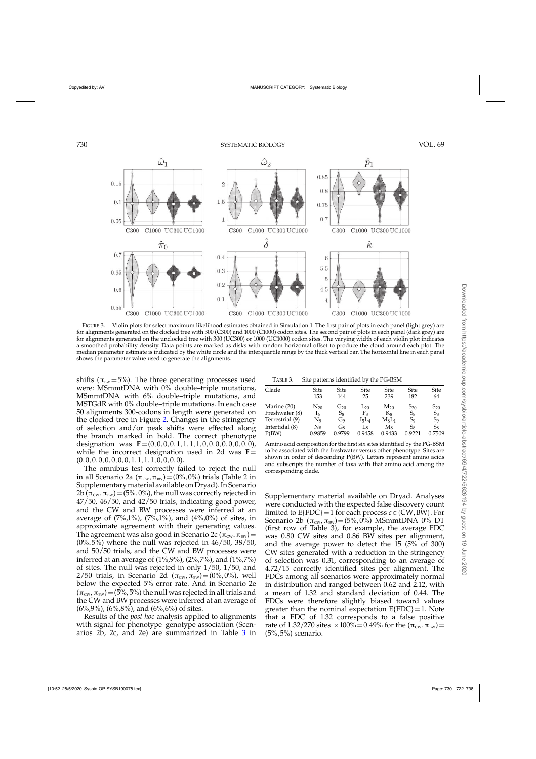FIGURE 3. Violin plots for select maximum likelihood estimates obtained in Simulation 1. The first pair of plots in each panel (light grey) are for alignments generated on the clocked tree with 300 (C300) and 1000 (C1000) codon sites. The second pair of plots in each panel (dark grey) are for alignments generated on the unclocked tree with 300 (UC300) or 1000 (UC1000) codon sites. The varying width of each violin plot indicates a smoothed probability density. Data points are marked as disks with random horizontal offset to produce the cloud around each plot. The median parameter estimate is indicated by the white circle and the interquartile range by the thick vertical bar. The horizontal line in each panel shows the parameter value used to generate the alignments.

shifts ($\pi_{BW}=5\%$). The three generating processes used were: MSmmtDNA with 0% double–triple mutations, MSmmtDNA with 6% double–triple mutations, and MSTGdR with 0% double–triple mutations. In each case 50 alignments 300-codons in length were generated on the clocked tree in Figure 2. Changes in the stringency of selection and/or peak shifts were effected along the branch marked in bold. The correct phenotype designation was $\mathbf{F}=(0,0,0,0,1,1,1,1,0,0,0,0,0,0,0,0)$, while the incorrect designation used in 2d was $\mathbf{F}=(0,0,0,0,0,0,0,0,1,1,1,1,0,0,0,0)$.

The omnibus test correctly failed to reject the null in all Scenario 2a $(\pi_{CW},\pi_{BW})=(0\%,0\%)$ trials (Table 2 in Supplementary material available on Dryad). In Scenario 2b $(\pi_{CW},\pi_{BW})=(5\%,0\%)$, the null was correctly rejected in 47/50, 46/50, and 42/50 trials, indicating good power, and the CW and BW processes were inferred at an average of (7%,1%), (7%,1%), and (4%,0%) of sites, in approximate agreement with their generating values. The agreement was also good in Scenario 2c $(\pi_{CW},\pi_{BW})=(0\%,5\%)$ where the null was rejected in 46/50, 38/50, and 50/50 trials, and the CW and BW processes were inferred at an average of (1%,9%), (2%,7%), and (1%,7%) of sites. The null was rejected in only 1/50, 1/50, and 2/50 trials, in Scenario 2d $(\pi_{CW},\pi_{BW})=(0\%,0\%)$, well below the expected 5% error rate. And in Scenario 2e $(\pi_{CW},\pi_{BW})=(5\%,5\%)$ the null was rejected in all trials and the CW and BW processes were inferred at an average of (6%,9%), (6%,8%), and (6%,6%) of sites.

Results of the *post hoc* analysis applied to alignments with signal for phenotype–genotype association (Scenarios 2b, 2c, and 2e) are summarized in Table 3 in Supplementary material available on Dryad. Analyses were conducted with the expected false discovery count limited to E{FDC}=1 for each process $c\in\{\text{CW},\text{BW}\}$. For Scenario 2b $(\pi_{CW},\pi_{BW})=(5\%,0\%)$ MSmmtDNA 0% DT (first row of Table 3), for example, the average FDC was 0.80 CW sites and 0.86 BW sites per alignment, and the average power to detect the 15 (5% of 300) CW sites generated with a reduction in the stringency of selection was 0.31, corresponding to an average of 4.72/15 correctly identified sites per alignment. The FDCs among all scenarios were approximately normal in distribution and ranged between 0.62 and 2.12, with a mean of 1.32 and standard deviation of 0.44. The FDCs were therefore slightly biased toward values greater than the nominal expectation E{FDC}=1. Note that a FDC of 1.32 corresponds to a false positive rate of 1.32/270 sites $\times 100\% = 0.49\%$ for the $(\pi_{CW},\pi_{BW})=(5\%,5\%)$ scenario.

TABLE 3. Site patterns identified by the PG-BSM

| Clade | Site 153 | Site 144 | Site 25 | Site 239 | Site 182 | Site 64 |
|---|---|---|---|---|---|---|
| Marine (20) | $N_{20}$ | $G_{20}$ | $L_{20}$ | $M_{20}$ | $S_{20}$ | $S_{20}$ |
| Freshwater (8) | $T_8$ | $S_8$ | $F_8$ | $K_8$ | $S_8$ | $S_8$ |
| Terrestrial (9) | $N_9$ | $G_9$ | $I_5L_4$ | $M_8L_1$ | $S_9$ | $S_9$ |
| Intertidal (8) | $N_8$ | $G_8$ | $L_8$ | $M_8$ | $S_8$ | $S_8$ |
| P(BW) | 0.9859 | 0.9799 | 0.9458 | 0.9433 | 0.9221 | 0.7509 |

Amino acid composition for the first six sites identified by the PG-BSM to be associated with the freshwater versus other phenotype. Sites are shown in order of descending P(BW). Letters represent amino acids and subscripts the number of taxa with that amino acid among the corresponding clade.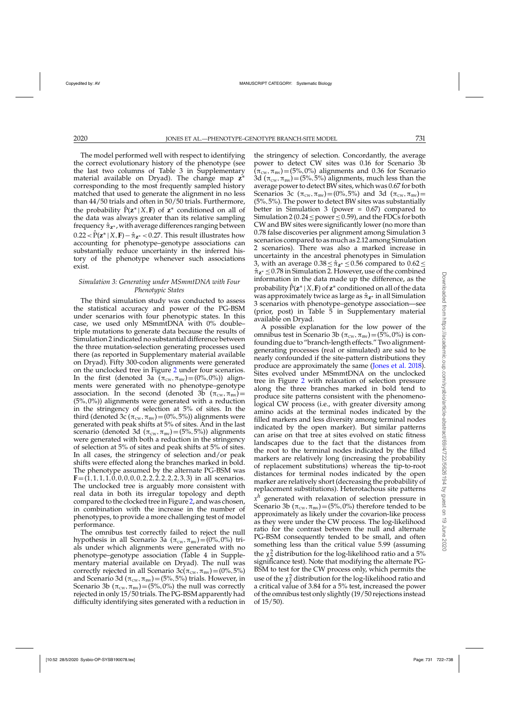The model performed well with respect to identifying the correct evolutionary history of the phenotype (see the last two columns of Table 3 in Supplementary material available on Dryad). The change map $\mathbf{z}^*$ corresponding to the most frequently sampled history matched that used to generate the alignment in no less than 44/50 trials and often in 50/50 trials. Furthermore, the probability $\hat{\mathrm{P}}(\mathbf{z}^*|X,\mathbf{F})$ of $\mathbf{z}^*$ conditioned on all of the data was always greater than its relative sampling frequency $\hat{\pi}_{\mathbf{z}^*}$, with average differences ranging between $0.22 < \hat{\mathrm{P}}(\mathbf{z}^*|X,\mathbf{F}) - \hat{\pi}_{\mathbf{z}^*} < 0.27$. This result illustrates how accounting for phenotype–genotype associations can substantially reduce uncertainty in the inferred history of the phenotype whenever such associations exist.

### *Simulation 3: Generating under MSmmtDNA with Four Phenotypic States*

The third simulation study was conducted to assess the statistical accuracy and power of the PG-BSM under scenarios with four phenotypic states. In this case, we used only MSmmtDNA with 0% double–triple mutations to generate data because the results of Simulation 2 indicated no substantial difference between the three mutation-selection generating processes used there (as reported in Supplementary material available on Dryad). Fifty 300-codon alignments were generated on the unclocked tree in Figure 2 under four scenarios. In the first (denoted 3a $(\pi_{\mathrm{CW}},\pi_{\mathrm{BW}})=(0\%,0\%)$) alignments were generated with no phenotype–genotype association. In the second (denoted 3b $(\pi_{\mathrm{CW}},\pi_{\mathrm{BW}})=(5\%,0\%)$) alignments were generated with a reduction in the stringency of selection at 5% of sites. In the third (denoted 3c $(\pi_{\mathrm{CW}},\pi_{\mathrm{BW}})=(0\%,5\%)$) alignments were generated with peak shifts at 5% of sites. And in the last scenario (denoted 3d $(\pi_{\mathrm{CW}},\pi_{\mathrm{BW}})=(5\%,5\%)$) alignments were generated with both a reduction in the stringency of selection at 5% of sites and peak shifts at 5% of sites. In all cases, the stringency of selection and/or peak shifts were effected along the branches marked in bold. The phenotype assumed by the alternate PG-BSM was $\mathbf{F}=(1,1,1,1,0,0,0,0,0,2,2,2,2,2,2,3,3)$ in all scenarios. The unclocked tree is arguably more consistent with real data in both its irregular topology and depth compared to the clocked tree in Figure 2, and was chosen, in combination with the increase in the number of phenotypes, to provide a more challenging test of model performance.

The omnibus test correctly failed to reject the null hypothesis in all Scenario 3a $(\pi_{\mathrm{CW}},\pi_{\mathrm{BW}})=(0\%,0\%)$ trials under which alignments were generated with no phenotype–genotype association (Table 4 in Supplementary material available on Dryad). The null was correctly rejected in all Scenario 3c$(\pi_{\mathrm{CW}},\pi_{\mathrm{BW}})=(0\%,5\%)$ and Scenario 3d $(\pi_{\mathrm{CW}},\pi_{\mathrm{BW}})=(5\%,5\%)$ trials. However, in Scenario 3b $(\pi_{\mathrm{CW}},\pi_{\mathrm{BW}})=(5\%,0\%)$ the null was correctly rejected in only 15/50 trials. The PG-BSM apparently had difficulty identifying sites generated with a reduction in the stringency of selection. Concordantly, the average power to detect CW sites was 0.16 for Scenario 3b $(\pi_{\mathrm{CW}},\pi_{\mathrm{BW}})=(5\%,0\%)$ alignments and 0.36 for Scenario 3d $(\pi_{\mathrm{CW}},\pi_{\mathrm{BW}})=(5\%,5\%)$ alignments, much less than the average power to detect BW sites, which was 0.67 for both Scenarios 3c $(\pi_{\mathrm{CW}},\pi_{\mathrm{BW}})=(0\%,5\%)$ and 3d $(\pi_{\mathrm{CW}},\pi_{\mathrm{BW}})=(5\%,5\%)$. The power to detect BW sites was substantially better in Simulation 3 (power = 0.67) compared to Simulation 2 ($0.24 \leq$ power $\leq 0.59$), and the FDCs for both CW and BW sites were significantly lower (no more than 0.78 false discoveries per alignment among Simulation 3 scenarios compared to as much as 2.12 among Simulation 2 scenarios). There was also a marked increase in uncertainty in the ancestral phenotypes in Simulation 3, with an average $0.38 \leq \hat{\pi}_{\mathbf{z}^*} \leq 0.56$ compared to $0.62 \leq \hat{\pi}_{\mathbf{z}^*} \leq 0.78$ in Simulation 2. However, use of the combined information in the data made up the difference, as the probability $\hat{\mathrm{P}}(\mathbf{z}^*|X,\mathbf{F})$ of $\mathbf{z}^*$ conditioned on all of the data was approximately twice as large as $\hat{\pi}_{\mathbf{z}^*}$ in all Simulation 3 scenarios with phenotype–genotype association—see (prior, post) in Table 5 in Supplementary material available on Dryad.

A possible explanation for the low power of the omnibus test in Scenario 3b $(\pi_{\mathrm{CW}},\pi_{\mathrm{BW}})=(5\%,0\%)$ is confounding due to "branch-length effects." Two alignment-generating processes (real or simulated) are said to be nearly confounded if the site-pattern distributions they produce are approximately the same (Jones et al. 2018). Sites evolved under MSmmtDNA on the unclocked tree in Figure 2 with relaxation of selection pressure along the three branches marked in bold tend to produce site patterns consistent with the phenomenological CW process (i.e., with greater diversity among amino acids at the terminal nodes indicated by the filled markers and less diversity among terminal nodes indicated by the open marker). But similar patterns can arise on that tree at sites evolved on static fitness landscapes due to the fact that the distances from the root to the terminal nodes indicated by the filled markers are relatively long (increasing the probability of replacement substitutions) whereas the tip-to-root distances for terminal nodes indicated by the open marker are relatively short (decreasing the probability of replacement substitutions). Heterotachous site patterns $x^h$ generated with relaxation of selection pressure in Scenario 3b $(\pi_{\mathrm{CW}},\pi_{\mathrm{BW}})=(5\%,0\%)$ therefore tended to be approximately as likely under the covarion-like process as they were under the CW process. The log-likelihood ratio for the contrast between the null and alternate PG-BSM consequently tended to be small, and often something less than the critical value 5.99 (assuming the $\chi^2_2$ distribution for the log-likelihood ratio and a 5% significance test). Note that modifying the alternate PG-BSM to test for the CW process only, which permits the use of the $\chi^2_1$ distribution for the log-likelihood ratio and a critical value of 3.84 for a 5% test, increased the power of the omnibus test only slightly (19/50 rejections instead of 15/50).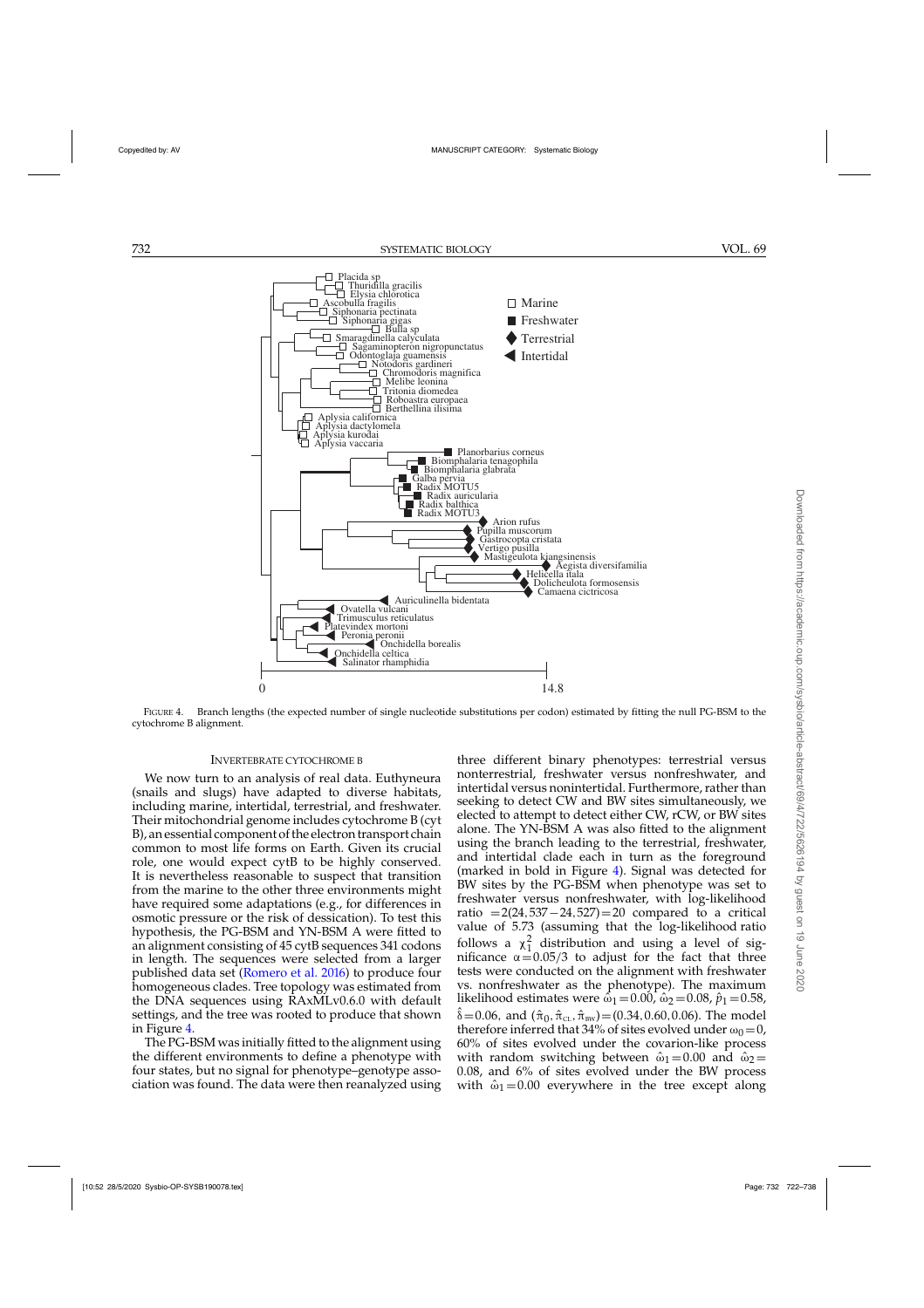FIGURE 4. Branch lengths (the expected number of single nucleotide substitutions per codon) estimated by fitting the null PG-BSM to the cytochrome B alignment.

## INVERTEBRATE CYTOCHROME B

We now turn to an analysis of real data. Euthyneura (snails and slugs) have adapted to diverse habitats, including marine, intertidal, terrestrial, and freshwater. Their mitochondrial genome includes cytochrome B (cyt B), an essential component of the electron transport chain common to most life forms on Earth. Given its crucial role, one would expect cytB to be highly conserved. It is nevertheless reasonable to suspect that transition from the marine to the other three environments might have required some adaptations (e.g., for differences in osmotic pressure or the risk of dessication). To test this hypothesis, the PG-BSM and YN-BSM A were fitted to an alignment consisting of 45 cytB sequences 341 codons in length. The sequences were selected from a larger published data set (Romero et al. 2016) to produce four homogeneous clades. Tree topology was estimated from the DNA sequences using RAxMLv0.6.0 with default settings, and the tree was rooted to produce that shown in Figure 4.

The PG-BSM was initially fitted to the alignment using the different environments to define a phenotype with four states, but no signal for phenotype–genotype association was found. The data were then reanalyzed using three different binary phenotypes: terrestrial versus nonterrestrial, freshwater versus nonfreshwater, and intertidal versus nonintertidal. Furthermore, rather than seeking to detect CW and BW sites simultaneously, we elected to attempt to detect either CW, rCW, or BW sites alone. The YN-BSM A was also fitted to the alignment using the branch leading to the terrestrial, freshwater, and intertidal clade each in turn as the foreground (marked in bold in Figure 4). Signal was detected for BW sites by the PG-BSM when phenotype was set to freshwater versus nonfreshwater, with log-likelihood ratio $=2(24,537-24,527)=20$ compared to a critical value of 5.73 (assuming that the log-likelihood ratio follows a $\chi^2_1$ distribution and using a level of significance $\alpha=0.05/3$ to adjust for the fact that three tests were conducted on the alignment with freshwater vs. nonfreshwater as the phenotype). The maximum likelihood estimates were $\hat{\omega}_1=0.00$, $\hat{\omega}_2=0.08$, $\hat{p}_1=0.58$, $\hat{\delta}=0.06$, and $(\hat{\pi}_0,\hat{\pi}_{\text{CL}},\hat{\pi}_{\text{BW}})=(0.34,0.60,0.06)$. The model therefore inferred that 34% of sites evolved under $\omega_0=0$, 60% of sites evolved under the covarion-like process with random switching between $\hat{\omega}_1=0.00$ and $\hat{\omega}_2=0.08$, and 6% of sites evolved under the BW process with $\hat{\omega}_1=0.00$ everywhere in the tree except along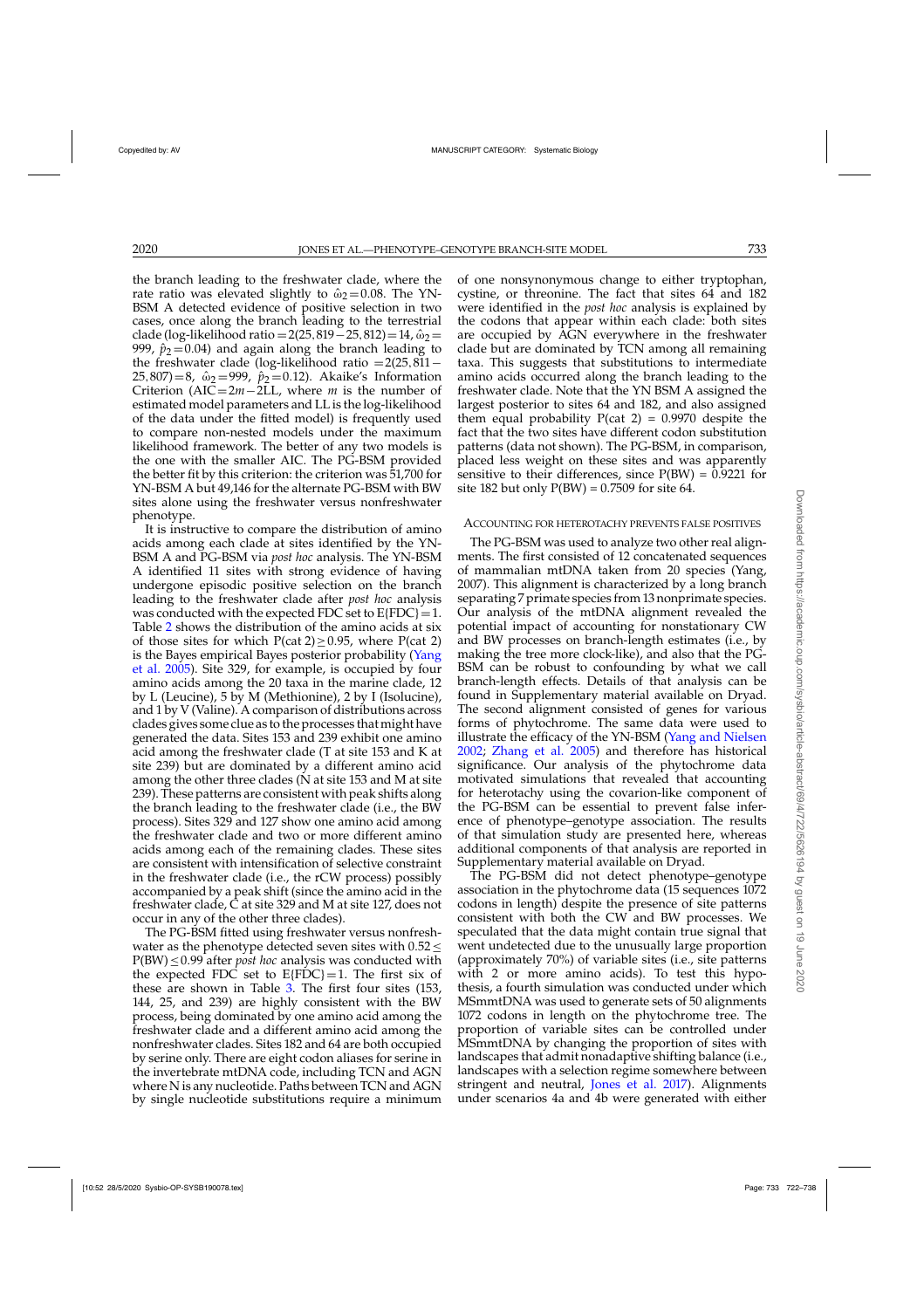the branch leading to the freshwater clade, where the rate ratio was elevated slightly to $\hat{\omega}_2 = 0.08$. The YN-BSM A detected evidence of positive selection in two cases, once along the branch leading to the terrestrial clade (log-likelihood ratio $= 2(25,819 - 25,812) = 14$, $\hat{\omega}_2 = 999$, $\hat{p}_2 = 0.04$) and again along the branch leading to the freshwater clade (log-likelihood ratio $= 2(25,811 - 25,807) = 8$, $\hat{\omega}_2 = 999$, $\hat{p}_2 = 0.12$). Akaike's Information Criterion (AIC $= 2m - 2$LL, where $m$ is the number of estimated model parameters and LL is the log-likelihood of the data under the fitted model) is frequently used to compare non-nested models under the maximum likelihood framework. The better of any two models is the one with the smaller AIC. The PG-BSM provided the better fit by this criterion: the criterion was 51,700 for YN-BSM A but 49,146 for the alternate PG-BSM with BW sites alone using the freshwater versus nonfreshwater phenotype.

It is instructive to compare the distribution of amino acids among each clade at sites identified by the YN-BSM A and PG-BSM via *post hoc* analysis. The YN-BSM A identified 11 sites with strong evidence of having undergone episodic positive selection on the branch leading to the freshwater clade after *post hoc* analysis was conducted with the expected FDC set to E{FDC} = 1. Table 2 shows the distribution of the amino acids at six of those sites for which P(cat 2) ≥ 0.95, where P(cat 2) is the Bayes empirical Bayes posterior probability (Yang et al. 2005). Site 329, for example, is occupied by four amino acids among the 20 taxa in the marine clade, 12 by L (Leucine), 5 by M (Methionine), 2 by I (Isolucine), and 1 by V (Valine). A comparison of distributions across clades gives some clue as to the processes that might have generated the data. Sites 153 and 239 exhibit one amino acid among the freshwater clade (T at site 153 and K at site 239) but are dominated by a different amino acid among the other three clades (N at site 153 and M at site 239). These patterns are consistent with peak shifts along the branch leading to the freshwater clade (i.e., the BW process). Sites 329 and 127 show one amino acid among the freshwater clade and two or more different amino acids among each of the remaining clades. These sites are consistent with intensification of selective constraint in the freshwater clade (i.e., the rCW process) possibly accompanied by a peak shift (since the amino acid in the freshwater clade, C at site 329 and M at site 127, does not occur in any of the other three clades).

The PG-BSM fitted using freshwater versus nonfreshwater as the phenotype detected seven sites with 0.52 ≤ P(BW) ≤ 0.99 after *post hoc* analysis was conducted with the expected FDC set to E{FDC} = 1. The first six of these are shown in Table 3. The first four sites (153, 144, 25, and 239) are highly consistent with the BW process, being dominated by one amino acid among the freshwater clade and a different amino acid among the nonfreshwater clades. Sites 182 and 64 are both occupied by serine only. There are eight codon aliases for serine in the invertebrate mtDNA code, including TCN and AGN where N is any nucleotide. Paths between TCN and AGN by single nucleotide substitutions require a minimum of one nonsynonymous change to either tryptophan, cystine, or threonine. The fact that sites 64 and 182 were identified in the *post hoc* analysis is explained by the codons that appear within each clade: both sites are occupied by AGN everywhere in the freshwater clade but are dominated by TCN among all remaining taxa. This suggests that substitutions to intermediate amino acids occurred along the branch leading to the freshwater clade. Note that the YN BSM A assigned the largest posterior to sites 64 and 182, and also assigned them equal probability P(cat 2) = 0.9970 despite the fact that the two sites have different codon substitution patterns (data not shown). The PG-BSM, in comparison, placed less weight on these sites and was apparently sensitive to their differences, since P(BW) = 0.9221 for site 182 but only P(BW) = 0.7509 for site 64.

### Accounting for Heterotachy Prevents False Positives

The PG-BSM was used to analyze two other real alignments. The first consisted of 12 concatenated sequences of mammalian mtDNA taken from 20 species (Yang, 2007). This alignment is characterized by a long branch separating 7 primate species from 13 nonprimate species. Our analysis of the mtDNA alignment revealed the potential impact of accounting for nonstationary CW and BW processes on branch-length estimates (i.e., by making the tree more clock-like), and also that the PG-BSM can be robust to confounding by what we call branch-length effects. Details of that analysis can be found in Supplementary material available on Dryad. The second alignment consisted of genes for various forms of phytochrome. The same data were used to illustrate the efficacy of the YN-BSM (Yang and Nielsen 2002; Zhang et al. 2005) and therefore has historical significance. Our analysis of the phytochrome data motivated simulations that revealed that accounting for heterotachy using the covarion-like component of the PG-BSM can be essential to prevent false inference of phenotype–genotype association. The results of that simulation study are presented here, whereas additional components of that analysis are reported in Supplementary material available on Dryad.

The PG-BSM did not detect phenotype–genotype association in the phytochrome data (15 sequences 1072 codons in length) despite the presence of site patterns consistent with both the CW and BW processes. We speculated that the data might contain true signal that went undetected due to the unusually large proportion (approximately 70%) of variable sites (i.e., site patterns with 2 or more amino acids). To test this hypothesis, a fourth simulation was conducted under which MSmmtDNA was used to generate sets of 50 alignments 1072 codons in length on the phytochrome tree. The proportion of variable sites can be controlled under MSmmtDNA by changing the proportion of sites with landscapes that admit nonadaptive shifting balance (i.e., landscapes with a selection regime somewhere between stringent and neutral, Jones et al. 2017). Alignments under scenarios 4a and 4b were generated with either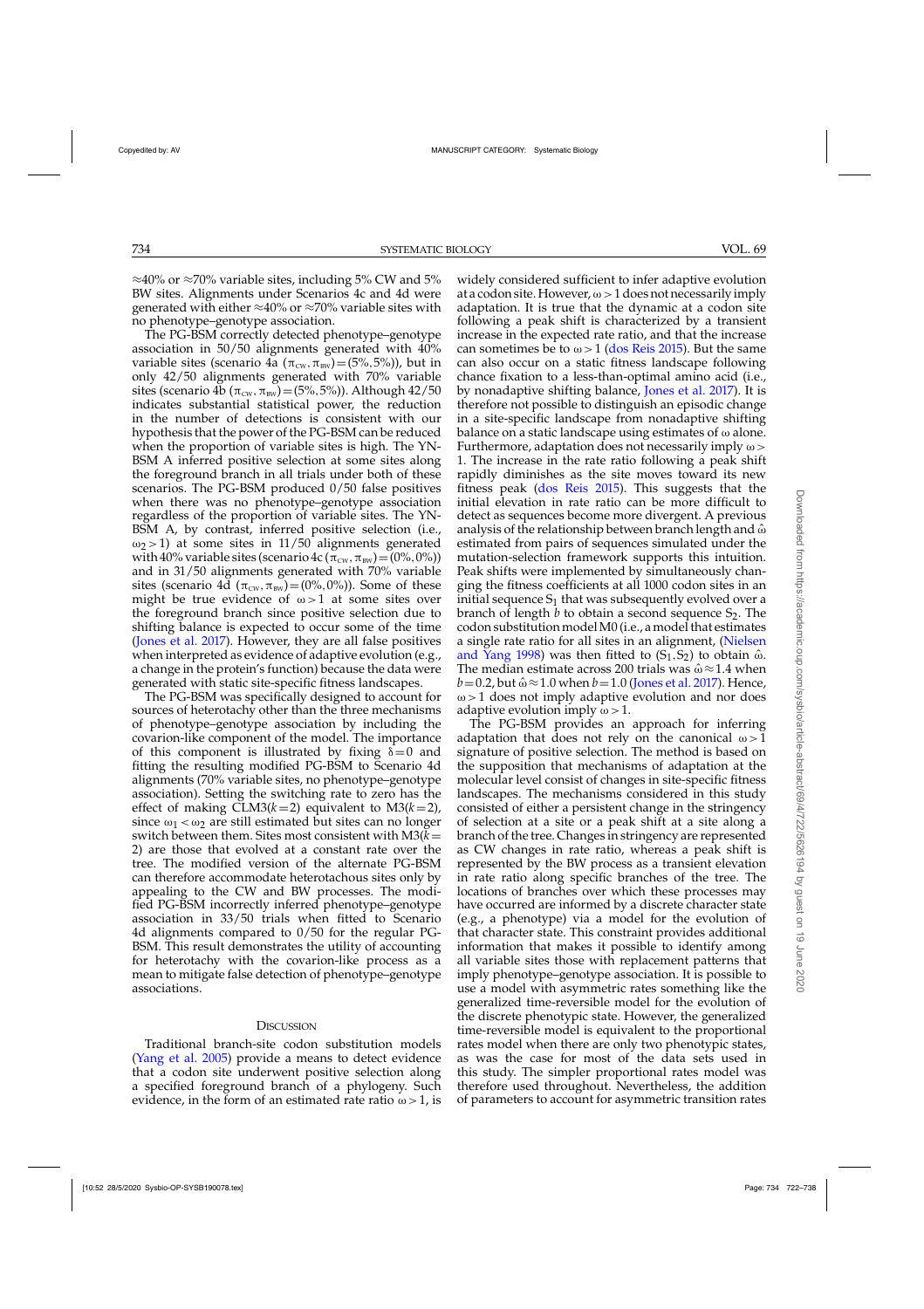$\approx$40% or $\approx$70% variable sites, including 5% CW and 5% BW sites. Alignments under Scenarios 4c and 4d were generated with either $\approx$40% or $\approx$70% variable sites with no phenotype–genotype association.

The PG-BSM correctly detected phenotype–genotype association in 50/50 alignments generated with 40% variable sites (scenario 4a $(\pi_{\text{CW}}, \pi_{\text{BW}}) = (5\%, 5\%)$), but in only 42/50 alignments generated with 70% variable sites (scenario 4b $(\pi_{\text{CW}}, \pi_{\text{BW}}) = (5\%, 5\%)$). Although 42/50 indicates substantial statistical power, the reduction in the number of detections is consistent with our hypothesis that the power of the PG-BSM can be reduced when the proportion of variable sites is high. The YN-BSM A inferred positive selection at some sites along the foreground branch in all trials under both of these scenarios. The PG-BSM produced 0/50 false positives when there was no phenotype–genotype association regardless of the proportion of variable sites. The YN-BSM A, by contrast, inferred positive selection (i.e., $\omega_2 > 1$) at some sites in 11/50 alignments generated with 40% variable sites (scenario 4c $(\pi_{\text{CW}}, \pi_{\text{BW}}) = (0\%, 0\%)$) and in 31/50 alignments generated with 70% variable sites (scenario 4d $(\pi_{\text{CW}}, \pi_{\text{BW}}) = (0\%, 0\%)$). Some of these might be true evidence of $\omega > 1$ at some sites over the foreground branch since positive selection due to shifting balance is expected to occur some of the time (Jones et al. 2017). However, they are all false positives when interpreted as evidence of adaptive evolution (e.g., a change in the protein's function) because the data were generated with static site-specific fitness landscapes.

The PG-BSM was specifically designed to account for sources of heterotachy other than the three mechanisms of phenotype–genotype association by including the covarion-like component of the model. The importance of this component is illustrated by fixing $\delta = 0$ and fitting the resulting modified PG-BSM to Scenario 4d alignments (70% variable sites, no phenotype–genotype association). Setting the switching rate to zero has the effect of making CLM3$(k=2)$ equivalent to M3$(k=2)$, since $\omega_1 < \omega_2$ are still estimated but sites can no longer switch between them. Sites most consistent with M3$(k=2)$ are those that evolved at a constant rate over the tree. The modified version of the alternate PG-BSM can therefore accommodate heterotachous sites only by appealing to the CW and BW processes. The modified PG-BSM incorrectly inferred phenotype–genotype association in 33/50 trials when fitted to Scenario 4d alignments compared to 0/50 for the regular PG-BSM. This result demonstrates the utility of accounting for heterotachy with the covarion-like process as a mean to mitigate false detection of phenotype–genotype associations.

## Discussion

Traditional branch-site codon substitution models (Yang et al. 2005) provide a means to detect evidence that a codon site underwent positive selection along a specified foreground branch of a phylogeny. Such evidence, in the form of an estimated rate ratio $\omega > 1$, is widely considered sufficient to infer adaptive evolution at a codon site. However, $\omega > 1$ does not necessarily imply adaptation. It is true that the dynamic at a codon site following a peak shift is characterized by a transient increase in the expected rate ratio, and that the increase can sometimes be to $\omega > 1$ (dos Reis 2015). But the same can also occur on a static fitness landscape following chance fixation to a less-than-optimal amino acid (i.e., by nonadaptive shifting balance, Jones et al. 2017). It is therefore not possible to distinguish an episodic change in a site-specific landscape from nonadaptive shifting balance on a static landscape using estimates of $\omega$ alone. Furthermore, adaptation does not necessarily imply $\omega > 1$. The increase in the rate ratio following a peak shift rapidly diminishes as the site moves toward its new fitness peak (dos Reis 2015). This suggests that the initial elevation in rate ratio can be more difficult to detect as sequences become more divergent. A previous analysis of the relationship between branch length and $\hat{\omega}$ estimated from pairs of sequences simulated under the mutation-selection framework supports this intuition. Peak shifts were implemented by simultaneously changing the fitness coefficients at all 1000 codon sites in an initial sequence $S_1$ that was subsequently evolved over a branch of length $b$ to obtain a second sequence $S_2$. The codon substitution model M0 (i.e., a model that estimates a single rate ratio for all sites in an alignment, (Nielsen and Yang 1998) was then fitted to $(S_1, S_2)$ to obtain $\hat{\omega}$. The median estimate across 200 trials was $\hat{\omega} \approx 1.4$ when $b = 0.2$, but $\hat{\omega} \approx 1.0$ when $b = 1.0$ (Jones et al. 2017). Hence, $\omega > 1$ does not imply adaptive evolution and nor does adaptive evolution imply $\omega > 1$.

The PG-BSM provides an approach for inferring adaptation that does not rely on the canonical $\omega > 1$ signature of positive selection. The method is based on the supposition that mechanisms of adaptation at the molecular level consist of changes in site-specific fitness landscapes. The mechanisms considered in this study consisted of either a persistent change in the stringency of selection at a site or a peak shift at a site along a branch of the tree. Changes in stringency are represented as CW changes in rate ratio, whereas a peak shift is represented by the BW process as a transient elevation in rate ratio along specific branches of the tree. The locations of branches over which these processes may have occurred are informed by a discrete character state (e.g., a phenotype) via a model for the evolution of that character state. This constraint provides additional information that makes it possible to identify among all variable sites those with replacement patterns that imply phenotype–genotype association. It is possible to use a model with asymmetric rates something like the generalized time-reversible model for the evolution of the discrete phenotypic state. However, the generalized time-reversible model is equivalent to the proportional rates model when there are only two phenotypic states, as was the case for most of the data sets used in this study. The simpler proportional rates model was therefore used throughout. Nevertheless, the addition of parameters to account for asymmetric transition rates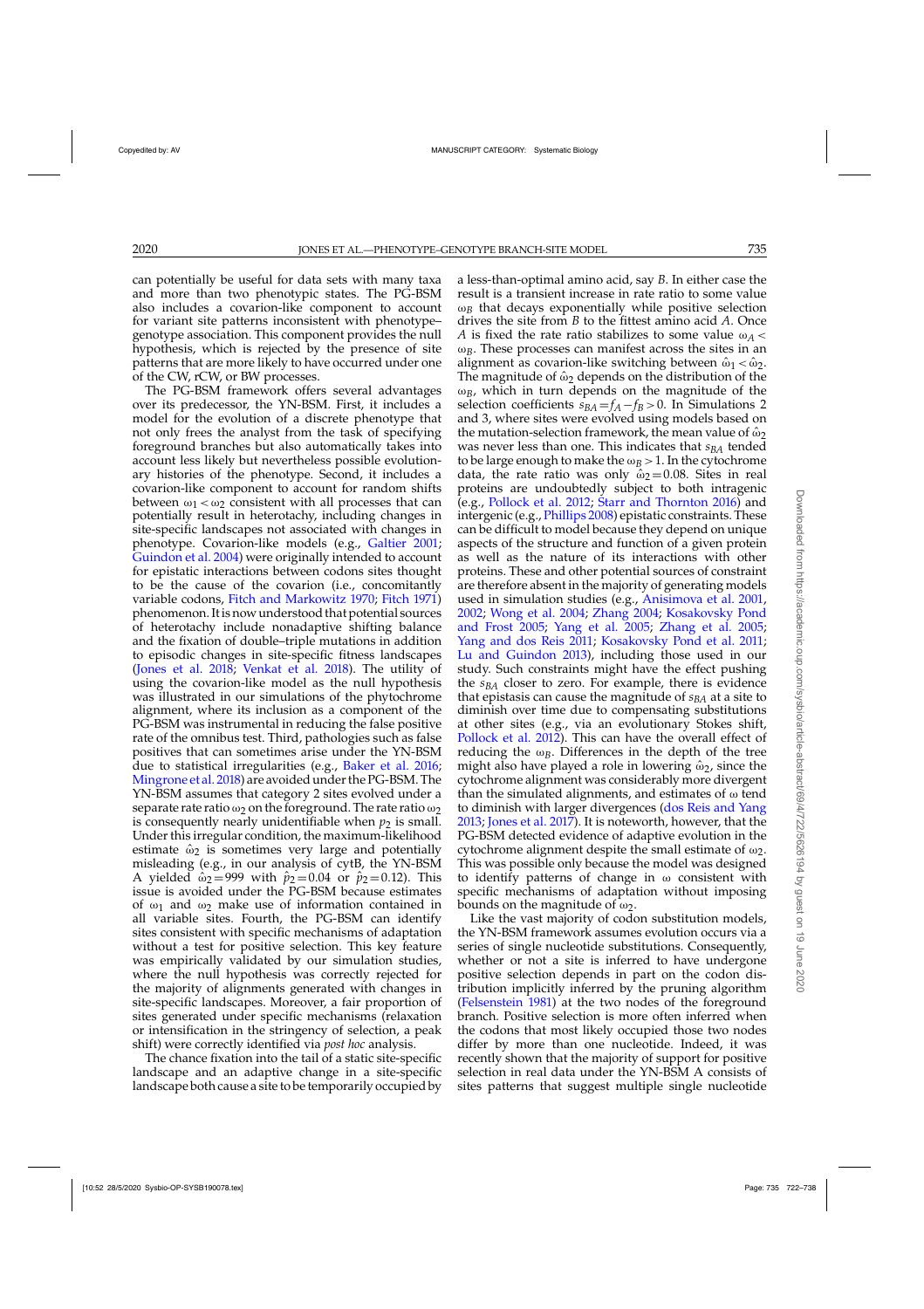can potentially be useful for data sets with many taxa and more than two phenotypic states. The PG-BSM also includes a covarion-like component to account for variant site patterns inconsistent with phenotype–genotype association. This component provides the null hypothesis, which is rejected by the presence of site patterns that are more likely to have occurred under one of the CW, rCW, or BW processes.

The PG-BSM framework offers several advantages over its predecessor, the YN-BSM. First, it includes a model for the evolution of a discrete phenotype that not only frees the analyst from the task of specifying foreground branches but also automatically takes into account less likely but nevertheless possible evolutionary histories of the phenotype. Second, it includes a covarion-like component to account for random shifts between $\omega_1 < \omega_2$ consistent with all processes that can potentially result in heterotachy, including changes in site-specific landscapes not associated with changes in phenotype. Covarion-like models (e.g., Galtier 2001; Guindon et al. 2004) were originally intended to account for epistatic interactions between codons sites thought to be the cause of the covarion (i.e., concomitantly variable codons, Fitch and Markowitz 1970; Fitch 1971) phenomenon. It is now understood that potential sources of heterotachy include nonadaptive shifting balance and the fixation of double–triple mutations in addition to episodic changes in site-specific fitness landscapes (Jones et al. 2018; Venkat et al. 2018). The utility of using the covarion-like model as the null hypothesis was illustrated in our simulations of the phytochrome alignment, where its inclusion as a component of the PG-BSM was instrumental in reducing the false positive rate of the omnibus test. Third, pathologies such as false positives that can sometimes arise under the YN-BSM due to statistical irregularities (e.g., Baker et al. 2016; Mingrone et al. 2018) are avoided under the PG-BSM. The YN-BSM assumes that category 2 sites evolved under a separate rate ratio $\omega_2$ on the foreground. The rate ratio $\omega_2$ is consequently nearly unidentifiable when $p_2$ is small. Under this irregular condition, the maximum-likelihood estimate $\hat{\omega}_2$ is sometimes very large and potentially misleading (e.g., in our analysis of cytB, the YN-BSM A yielded $\hat{\omega}_2 = 999$ with $\hat{p}_2 = 0.04$ or $\hat{p}_2 = 0.12$). This issue is avoided under the PG-BSM because estimates of $\omega_1$ and $\omega_2$ make use of information contained in all variable sites. Fourth, the PG-BSM can identify sites consistent with specific mechanisms of adaptation without a test for positive selection. This key feature was empirically validated by our simulation studies, where the null hypothesis was correctly rejected for the majority of alignments generated with changes in site-specific landscapes. Moreover, a fair proportion of sites generated under specific mechanisms (relaxation or intensification in the stringency of selection, a peak shift) were correctly identified via *post hoc* analysis.

The chance fixation into the tail of a static site-specific landscape and an adaptive change in a site-specific landscape both cause a site to be temporarily occupied by a less-than-optimal amino acid, say *B*. In either case the result is a transient increase in rate ratio to some value $\omega_B$ that decays exponentially while positive selection drives the site from *B* to the fittest amino acid *A*. Once *A* is fixed the rate ratio stabilizes to some value $\omega_A < \omega_B$. These processes can manifest across the sites in an alignment as covarion-like switching between $\hat{\omega}_1 < \hat{\omega}_2$. The magnitude of $\hat{\omega}_2$ depends on the distribution of the $\omega_B$, which in turn depends on the magnitude of the selection coefficients $s_{BA} = f_A - f_B > 0$. In Simulations 2 and 3, where sites were evolved using models based on the mutation-selection framework, the mean value of $\hat{\omega}_2$ was never less than one. This indicates that $s_{BA}$ tended to be large enough to make the $\omega_B > 1$. In the cytochrome data, the rate ratio was only $\hat{\omega}_2 = 0.08$. Sites in real proteins are undoubtedly subject to both intragenic (e.g., Pollock et al. 2012; Starr and Thornton 2016) and intergenic (e.g., Phillips 2008) epistatic constraints. These can be difficult to model because they depend on unique aspects of the structure and function of a given protein as well as the nature of its interactions with other proteins. These and other potential sources of constraint are therefore absent in the majority of generating models used in simulation studies (e.g., Anisimova et al. 2001, 2002; Wong et al. 2004; Zhang 2004; Kosakovsky Pond and Frost 2005; Yang et al. 2005; Zhang et al. 2005; Yang and dos Reis 2011; Kosakovsky Pond et al. 2011; Lu and Guindon 2013), including those used in our study. Such constraints might have the effect pushing the $s_{BA}$ closer to zero. For example, there is evidence that epistasis can cause the magnitude of $s_{BA}$ at a site to diminish over time due to compensating substitutions at other sites (e.g., via an evolutionary Stokes shift, Pollock et al. 2012). This can have the overall effect of reducing the $\omega_B$. Differences in the depth of the tree might also have played a role in lowering $\hat{\omega}_2$, since the cytochrome alignment was considerably more divergent than the simulated alignments, and estimates of $\omega$ tend to diminish with larger divergences (dos Reis and Yang 2013; Jones et al. 2017). It is noteworth, however, that the PG-BSM detected evidence of adaptive evolution in the cytochrome alignment despite the small estimate of $\omega_2$. This was possible only because the model was designed to identify patterns of change in $\omega$ consistent with specific mechanisms of adaptation without imposing bounds on the magnitude of $\omega_2$.

Like the vast majority of codon substitution models, the YN-BSM framework assumes evolution occurs via a series of single nucleotide substitutions. Consequently, whether or not a site is inferred to have undergone positive selection depends in part on the codon distribution implicitly inferred by the pruning algorithm (Felsenstein 1981) at the two nodes of the foreground branch. Positive selection is more often inferred when the codons that most likely occupied those two nodes differ by more than one nucleotide. Indeed, it was recently shown that the majority of support for positive selection in real data under the YN-BSM A consists of sites patterns that suggest multiple single nucleotide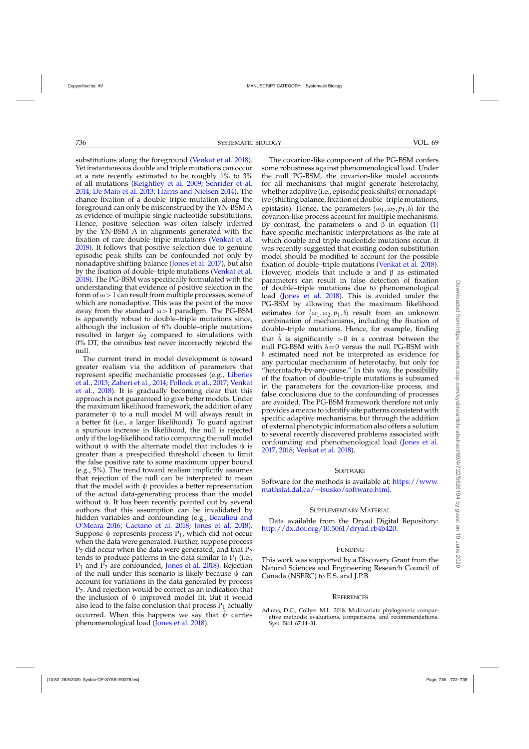substitutions along the foreground (Venkat et al. 2018). Yet instantaneous double and triple mutations can occur at a rate recently estimated to be roughly 1% to 3% of all mutations (Keightley et al. 2009; Schrider et al. 2014; De Maio et al. 2013; Harris and Nielsen 2014). The chance fixation of a double–triple mutation along the foreground can only be misconstrued by the YN-BSM A as evidence of multiple single nucleotide substitutions. Hence, positive selection was often falsely inferred by the YN-BSM A in alignments generated with the fixation of rare double–triple mutations (Venkat et al. 2018). It follows that positive selection due to genuine episodic peak shifts can be confounded not only by nonadaptive shifting balance (Jones et al. 2017), but also by the fixation of double–triple mutations (Venkat et al. 2018). The PG-BSM was specifically formulated with the understanding that evidence of positive selection in the form of $\omega > 1$ can result from multiple processes, some of which are nonadaptive. This was the point of the move away from the standard $\omega > 1$ paradigm. The PG-BSM is apparently robust to double–triple mutations since, although the inclusion of 6% double–triple mutations resulted in larger $\hat{\omega}_2$ compared to simulations with 0% DT, the omnibus test never incorrectly rejected the null.

The current trend in model development is toward greater realism via the addition of parameters that represent specific mechanistic processes (e.g., Liberles et al., 2013; Zaheri et al., 2014; Pollock et al., 2017; Venkat et al., 2018). It is gradually becoming clear that this approach is not guaranteed to give better models. Under the maximum likelihood framework, the addition of any parameter $\psi$ to a null model M will always result in a better fit (i.e., a larger likelihood). To guard against a spurious increase in likelihood, the null is rejected only if the log-likelihood ratio comparing the null model without $\psi$ with the alternate model that includes $\psi$ is greater than a prespecified threshold chosen to limit the false positive rate to some maximum upper bound (e.g., 5%). The trend toward realism implicitly assumes that rejection of the null can be interpreted to mean that the model with $\psi$ provides a better representation of the actual data-generating process than the model without $\psi$. It has been recently pointed out by several authors that this assumption can be invalidated by hidden variables and confounding (e.g., Beaulieu and O'Meara 2016; Caetano et al. 2018; Jones et al. 2018). Suppose $\psi$ represents process $P_1$, which did not occur when the data were generated. Further, suppose process $P_2$ did occur when the data were generated, and that $P_2$ tends to produce patterns in the data similar to $P_1$ (i.e., $P_1$ and $P_2$ are confounded, Jones et al. 2018). Rejection of the null under this scenario is likely because $\psi$ can account for variations in the data generated by process $P_2$. And rejection would be correct as an indication that the inclusion of $\psi$ improved model fit. But it would also lead to the false conclusion that process $P_1$ actually occurred. When this happens we say that $\hat{\psi}$ carries phenomenological load (Jones et al. 2018).

The covarion-like component of the PG-BSM confers some robustness against phenomenological load. Under the null PG-BSM, the covarion-like model accounts for all mechanisms that might generate heterotachy, whether adaptive (i.e., episodic peak shifts) or nonadaptive (shifting balance, fixation of double–triple mutations, epistasis). Hence, the parameters $\langle \omega_1, \omega_2, p_1, \delta \rangle$ for the covarion-like process account for multiple mechanisms. By contrast, the parameters $\alpha$ and $\beta$ in equation (1) have specific mechanistic interpretations as the rate at which double and triple nucleotide mutations occur. It was recently suggested that existing codon substitution model should be modified to account for the possible fixation of double–triple mutations (Venkat et al. 2018). However, models that include $\alpha$ and $\beta$ as estimated parameters can result in false detection of fixation of double–triple mutations due to phenomenological load (Jones et al. 2018). This is avoided under the PG-BSM by allowing that the maximum likelihood estimates for $\langle \omega_1, \omega_2, p_1, \delta \rangle$ result from an unknown combination of mechanisms, including the fixation of double–triple mutations. Hence, for example, finding that $\hat{\delta}$ is significantly $>0$ in a contrast between the null PG-BSM with $\delta = 0$ versus the null PG-BSM with $\delta$ estimated need not be interpreted as evidence for any particular mechanism of heterotachy, but only for "heterotachy-by-any-cause." In this way, the possibility of the fixation of double–triple mutations is subsumed in the parameters for the covarion-like process, and false conclusions due to the confounding of processes are avoided. The PG-BSM framework therefore not only provides a means to identify site patterns consistent with specific adaptive mechanisms, but through the addition of external phenotypic information also offers a solution to several recently discovered problems associated with confounding and phenomenological load (Jones et al. 2017, 2018; Venkat et al. 2018).

## Software

Software for the methods is available at: https://www.mathstat.dal.ca/~tsusko/software.html.

## Supplementary Material

Data available from the Dryad Digital Repository: http://dx.doi.org/10.5061/dryad.rb4b420.

## Funding

This work was supported by a Discovery Grant from the Natural Sciences and Engineering Research Council of Canada (NSERC) to E.S. and J.P.B.

## References

Adams, D.C., Collyer M.L. 2018. Multivariate phylogenetic comparative methods: evaluations, comparisons, and recommendations. Syst. Biol. 67:14–31.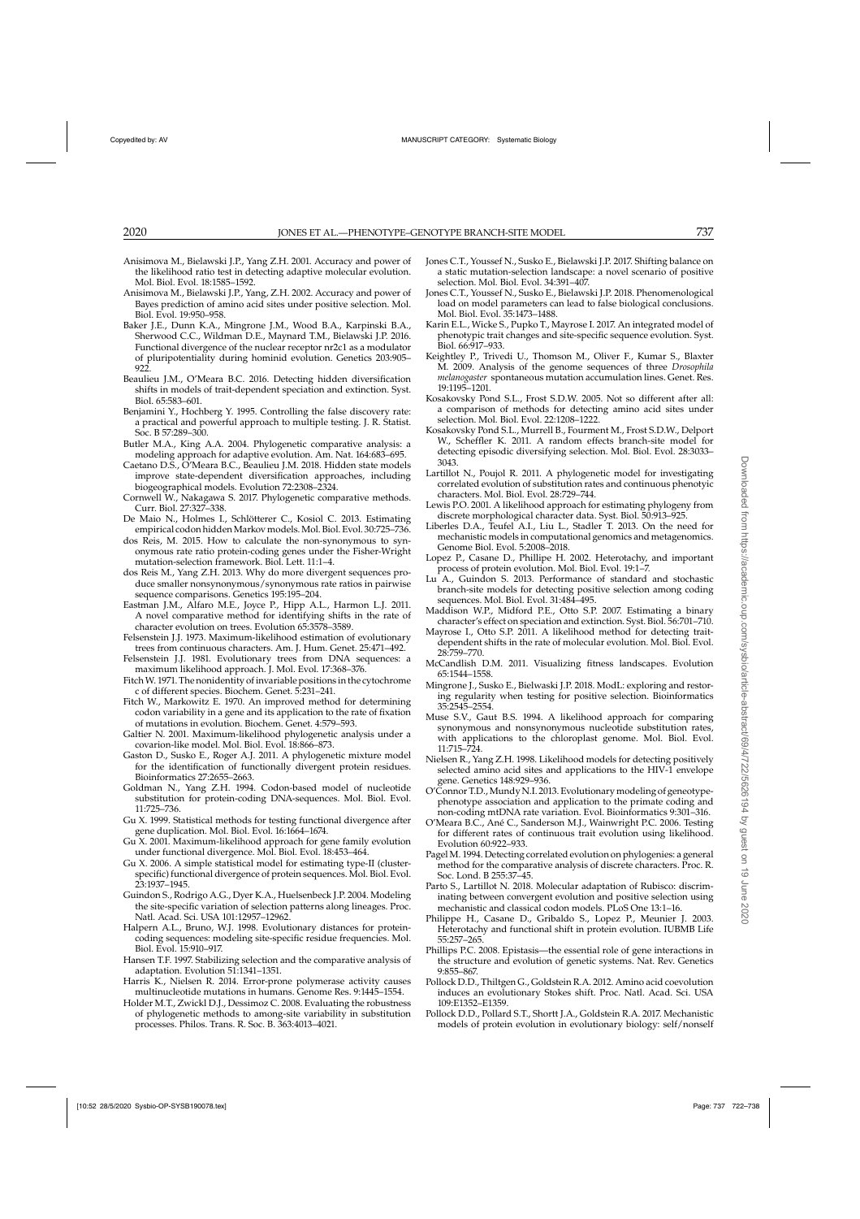Anisimova M., Bielawski J.P., Yang Z.H. 2001. Accuracy and power of the likelihood ratio test in detecting adaptive molecular evolution. Mol. Biol. Evol. 18:1585–1592.

Anisimova M., Bielawski J.P., Yang, Z.H. 2002. Accuracy and power of Bayes prediction of amino acid sites under positive selection. Mol. Biol. Evol. 19:950–958.

Baker J.E., Dunn K.A., Mingrone J.M., Wood B.A., Karpinski B.A., Sherwood C.C., Wildman D.E., Maynard T.M., Bielawski J.P. 2016. Functional divergence of the nuclear receptor nr2c1 as a modulator of pluripotentiality during hominid evolution. Genetics 203:905–922.

Beaulieu J.M., O'Meara B.C. 2016. Detecting hidden diversification shifts in models of trait-dependent speciation and extinction. Syst. Biol. 65:583–601.

Benjamini Y., Hochberg Y. 1995. Controlling the false discovery rate: a practical and powerful approach to multiple testing. J. R. Statist. Soc. B 57:289–300.

Butler M.A., King A.A. 2004. Phylogenetic comparative analysis: a modeling approach for adaptive evolution. Am. Nat. 164:683–695.

Caetano D.S., O'Meara B.C., Beaulieu J.M. 2018. Hidden state models improve state-dependent diversification approaches, including biogeographical models. Evolution 72:2308–2324.

Cornwell W., Nakagawa S. 2017. Phylogenetic comparative methods. Curr. Biol. 27:327–338.

De Maio N., Holmes I., Schlötterer C., Kosiol C. 2013. Estimating empirical codon hidden Markov models. Mol. Biol. Evol. 30:725–736.

dos Reis, M. 2015. How to calculate the non-synonymous to synonymous rate ratio protein-coding genes under the Fisher-Wright mutation-selection framework. Biol. Lett. 11:1–4.

dos Reis M., Yang Z.H. 2013. Why do more divergent sequences produce smaller nonsynonymous/synonymous rate ratios in pairwise sequence comparisons. Genetics 195:195–204.

Eastman J.M., Alfaro M.E., Joyce P., Hipp A.L., Harmon L.J. 2011. A novel comparative method for identifying shifts in the rate of character evolution on trees. Evolution 65:3578–3589.

Felsenstein J.J. 1973. Maximum-likelihood estimation of evolutionary trees from continuous characters. Am. J. Hum. Genet. 25:471–492.

Felsenstein J.J. 1981. Evolutionary trees from DNA sequences: a maximum likelihood approach. J. Mol. Evol. 17:368–376.

Fitch W. 1971. The nonidentity of invariable positions in the cytochrome c of different species. Biochem. Genet. 5:231–241.

Fitch W., Markowitz E. 1970. An improved method for determining codon variability in a gene and its application to the rate of fixation of mutations in evolution. Biochem. Genet. 4:579–593.

Galtier N. 2001. Maximum-likelihood phylogenetic analysis under a covarion-like model. Mol. Biol. Evol. 18:866–873.

Gaston D., Susko E., Roger A.J. 2011. A phylogenetic mixture model for the identification of functionally divergent protein residues. Bioinformatics 27:2655–2663.

Goldman N., Yang Z.H. 1994. Codon-based model of nucleotide substitution for protein-coding DNA-sequences. Mol. Biol. Evol. 11:725–736.

Gu X. 1999. Statistical methods for testing functional divergence after gene duplication. Mol. Biol. Evol. 16:1664–1674.

Gu X. 2001. Maximum-likelihood approach for gene family evolution under functional divergence. Mol. Biol. Evol. 18:453–464.

Gu X. 2006. A simple statistical model for estimating type-II (cluster-specific) functional divergence of protein sequences. Mol. Biol. Evol. 23:1937–1945.

Guindon S., Rodrigo A.G., Dyer K.A., Huelsenbeck J.P. 2004. Modeling the site-specific variation of selection patterns along lineages. Proc. Natl. Acad. Sci. USA 101:12957–12962.

Halpern A.L., Bruno, W.J. 1998. Evolutionary distances for protein-coding sequences: modeling site-specific residue frequencies. Mol. Biol. Evol. 15:910–917.

Hansen T.F. 1997. Stabilizing selection and the comparative analysis of adaptation. Evolution 51:1341–1351.

Harris K., Nielsen R. 2014. Error-prone polymerase activity causes multinucleotide mutations in humans. Genome Res. 9:1445–1554.

Holder M.T., Zwickl D.J., Dessimoz C. 2008. Evaluating the robustness of phylogenetic methods to among-site variability in substitution processes. Philos. Trans. R. Soc. B. 363:4013–4021.

Jones C.T., Youssef N., Susko E., Bielawski J.P. 2017. Shifting balance on a static mutation-selection landscape: a novel scenario of positive selection. Mol. Biol. Evol. 34:391–407.

Jones C.T., Youssef N., Susko E., Bielawski J.P. 2018. Phenomenological load on model parameters can lead to false biological conclusions. Mol. Biol. Evol. 35:1473–1488.

Karin E.L., Wicke S., Pupko T., Mayrose I. 2017. An integrated model of phenotypic trait changes and site-specific sequence evolution. Syst. Biol. 66:917–933.

Keightley P., Trivedi U., Thomson M., Oliver F., Kumar S., Blaxter M. 2009. Analysis of the genome sequences of three *Drosophila melanogaster* spontaneous mutation accumulation lines. Genet. Res. 19:1195–1201.

Kosakovsky Pond S.L., Frost S.D.W. 2005. Not so different after all: a comparison of methods for detecting amino acid sites under selection. Mol. Biol. Evol. 22:1208–1222.

Kosakovsky Pond S.L., Murrell B., Fourment M., Frost S.D.W., Delport W., Scheffler K. 2011. A random effects branch-site model for detecting episodic diversifying selection. Mol. Biol. Evol. 28:3033–3043.

Lartillot N., Poujol R. 2011. A phylogenetic model for investigating correlated evolution of substitution rates and continuous phenotypic characters. Mol. Biol. Evol. 28:729–744.

Lewis P.O. 2001. A likelihood approach for estimating phylogeny from discrete morphological character data. Syst. Biol. 50:913–925.

Liberles D.A., Teufel A.I., Liu L., Stadler T. 2013. On the need for mechanistic models in computational genomics and metagenomics. Genome Biol. Evol. 5:2008–2018.

Lopez P., Casane D., Phillipe H. 2002. Heterotachy, and important process of protein evolution. Mol. Biol. Evol. 19:1–7.

Lu A., Guindon S. 2013. Performance of standard and stochastic branch-site models for detecting positive selection among coding sequences. Mol. Biol. Evol. 31:484–495.

Maddison W.P., Midford P.E., Otto S.P. 2007. Estimating a binary character's effect on speciation and extinction. Syst. Biol. 56:701–710.

Mayrose I., Otto S.P. 2011. A likelihood method for detecting trait-dependent shifts in the rate of molecular evolution. Mol. Biol. Evol. 28:759–770.

McCandlish D.M. 2011. Visualizing fitness landscapes. Evolution 65:1544–1558.

Mingrone J., Susko E., Bielwaski J.P. 2018. ModL: exploring and restoring regularity when testing for positive selection. Bioinformatics 35:2545–2554.

Muse S.V., Gaut B.S. 1994. A likelihood approach for comparing synonymous and nonsynonymous nucleotide substitution rates, with applications to the chloroplast genome. Mol. Biol. Evol. 11:715–724.

Nielsen R., Yang Z.H. 1998. Likelihood models for detecting positively selected amino acid sites and applications to the HIV-1 envelope gene. Genetics 148:929–936.

O'Connor T.D., Mundy N.I. 2013. Evolutionary modeling of genotype-phenotype association and application to the primate coding and non-coding mtDNA rate variation. Evol. Bioinformatics 9:301–316.

O'Meara B.C., Ané C., Sanderson M.J., Wainwright P.C. 2006. Testing for different rates of continuous trait evolution using likelihood. Evolution 60:922–933.

Pagel M. 1994. Detecting correlated evolution on phylogenies: a general method for the comparative analysis of discrete characters. Proc. R. Soc. Lond. B 255:37–45.

Parto S., Lartillot N. 2018. Molecular adaptation of Rubisco: discriminating between convergent evolution and positive selection using mechanistic and classical codon models. PLoS One 13:1–16.

Philippe H., Casane D., Gribaldo S., Lopez P., Meunier J. 2003. Heterotachy and functional shift in protein evolution. IUBMB Life 55:257–265.

Phillips P.C. 2008. Epistasis—the essential role of gene interactions in the structure and evolution of genetic systems. Nat. Rev. Genetics 9:855–867.

Pollock D.D., Thiltgen G., Goldstein R.A. 2012. Amino acid coevolution induces an evolutionary Stokes shift. Proc. Natl. Acad. Sci. USA 109:E1352–E1359.

Pollock D.D., Pollard S.T., Shortt J.A., Goldstein R.A. 2017. Mechanistic models of protein evolution in evolutionary biology: self/nonself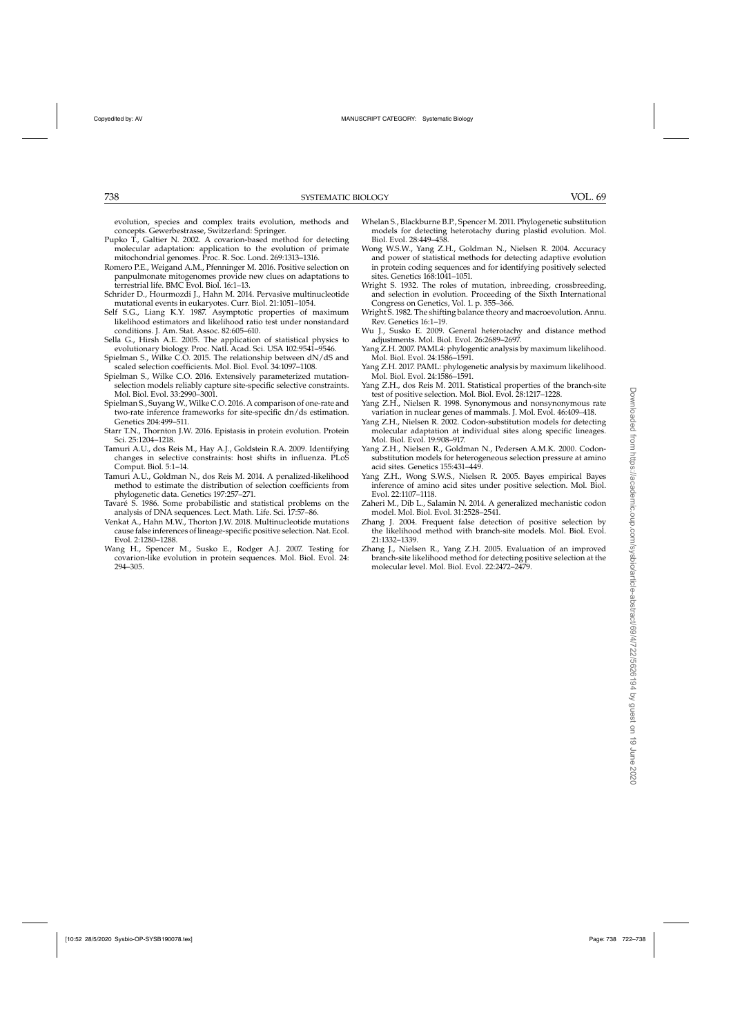evolution, species and complex traits evolution, methods and concepts. Gewerbestrasse, Switzerland: Springer.

Pupko T., Galtier N. 2002. A covarion-based method for detecting molecular adaptation: application to the evolution of primate mitochondrial genomes. Proc. R. Soc. Lond. 269:1313–1316.

Romero P.E., Weigand A.M., Pfenninger M. 2016. Positive selection on panpulmonate mitogenomes provide new clues on adaptations to terrestrial life. BMC Evol. Biol. 16:1–13.

Schrider D., Hourmozdi J., Hahn M. 2014. Pervasive multinucleotide mutational events in eukaryotes. Curr. Biol. 21:1051–1054.

Self S.G., Liang K.Y. 1987. Asymptotic properties of maximum likelihood estimators and likelihood ratio test under nonstandard conditions. J. Am. Stat. Assoc. 82:605–610.

Sella G., Hirsh A.E. 2005. The application of statistical physics to evolutionary biology. Proc. Natl. Acad. Sci. USA 102:9541–9546.

Spielman S., Wilke C.O. 2015. The relationship between dN/dS and scaled selection coefficients. Mol. Biol. Evol. 34:1097–1108.

Spielman S., Wilke C.O. 2016. Extensively parameterized mutation-selection models reliably capture site-specific selective constraints. Mol. Biol. Evol. 33:2990–3001.

Spielman S., Suyang W., Wilke C.O. 2016. A comparison of one-rate and two-rate inference frameworks for site-specific dn/ds estimation. Genetics 204:499–511.

Starr T.N., Thornton J.W. 2016. Epistasis in protein evolution. Protein Sci. 25:1204–1218.

Tamuri A.U., dos Reis M., Hay A.J., Goldstein R.A. 2009. Identifying changes in selective constraints: host shifts in influenza. PLoS Comput. Biol. 5:1–14.

Tamuri A.U., Goldman N., dos Reis M. 2014. A penalized-likelihood method to estimate the distribution of selection coefficients from phylogenetic data. Genetics 197:257–271.

Tavaré S. 1986. Some probabilistic and statistical problems on the analysis of DNA sequences. Lect. Math. Life. Sci. 17:57–86.

Venkat A., Hahn M.W., Thorton J.W. 2018. Multinucleotide mutations cause false inferences of lineage-specific positive selection. Nat. Ecol. Evol. 2:1280–1288.

Wang H., Spencer M., Susko E., Rodger A.J. 2007. Testing for covarion-like evolution in protein sequences. Mol. Biol. Evol. 24: 294–305.

Whelan S., Blackburne B.P., Spencer M. 2011. Phylogenetic substitution models for detecting heterotachy during plastid evolution. Mol. Biol. Evol. 28:449–458.

Wong W.S.W., Yang Z.H., Goldman N., Nielsen R. 2004. Accuracy and power of statistical methods for detecting adaptive evolution in protein coding sequences and for identifying positively selected sites. Genetics 168:1041–1051.

Wright S. 1932. The roles of mutation, inbreeding, crossbreeding, and selection in evolution. Proceeding of the Sixth International Congress on Genetics, Vol. 1. p. 355–366.

Wright S. 1982. The shifting balance theory and macroevolution. Annu. Rev. Genetics 16:1–19.

Wu J., Susko E. 2009. General heterotachy and distance method adjustments. Mol. Biol. Evol. 26:2689–2697.

Yang Z.H. 2007. PAML4: phylogenetic analysis by maximum likelihood. Mol. Biol. Evol. 24:1586–1591.

Yang Z.H. 2017. PAML: phylogenetic analysis by maximum likelihood. Mol. Biol. Evol. 24:1586–1591.

Yang Z.H., dos Reis M. 2011. Statistical properties of the branch-site test of positive selection. Mol. Biol. Evol. 28:1217–1228.

Yang Z.H., Nielsen R. 1998. Synonymous and nonsynonymous rate variation in nuclear genes of mammals. J. Mol. Evol. 46:409–418.

Yang Z.H., Nielsen R. 2002. Codon-substitution models for detecting molecular adaptation at individual sites along specific lineages. Mol. Biol. Evol. 19:908–917.

Yang Z.H., Nielsen R., Goldman N., Pedersen A.M.K. 2000. Codon-substitution models for heterogeneous selection pressure at amino acid sites. Genetics 155:431–449.

Yang Z.H., Wong S.W.S., Nielsen R. 2005. Bayes empirical Bayes inference of amino acid sites under positive selection. Mol. Biol. Evol. 22:1107–1118.

Zaheri M., Dib L., Salamin N. 2014. A generalized mechanistic codon model. Mol. Biol. Evol. 31:2528–2541.

Zhang J. 2004. Frequent false detection of positive selection by the likelihood method with branch-site models. Mol. Biol. Evol. 21:1332–1339.

Zhang J., Nielsen R., Yang Z.H. 2005. Evaluation of an improved branch-site likelihood method for detecting positive selection at the molecular level. Mol. Biol. Evol. 22:2472–2479.